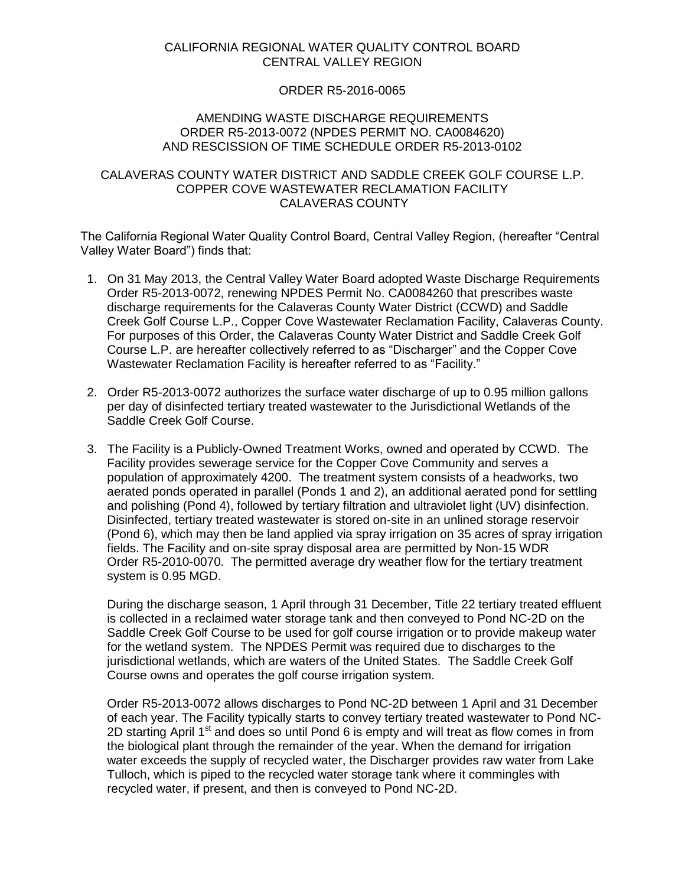CALIFORNIA REGIONAL WATER QUALITY CONTROL BOARD
CENTRAL VALLEY REGION

ORDER R5-2016-0065

AMENDING WASTE DISCHARGE REQUIREMENTS
ORDER R5-2013-0072 (NPDES PERMIT NO. CA0084620)
AND RESCISSION OF TIME SCHEDULE ORDER R5-2013-0102

CALAVERAS COUNTY WATER DISTRICT AND SADDLE CREEK GOLF COURSE L.P.
COPPER COVE WASTEWATER RECLAMATION FACILITY
CALAVERAS COUNTY

The California Regional Water Quality Control Board, Central Valley Region, (hereafter "Central Valley Water Board") finds that:

1. On 31 May 2013, the Central Valley Water Board adopted Waste Discharge Requirements Order R5-2013-0072, renewing NPDES Permit No. CA0084260 that prescribes waste discharge requirements for the Calaveras County Water District (CCWD) and Saddle Creek Golf Course L.P., Copper Cove Wastewater Reclamation Facility, Calaveras County. For purposes of this Order, the Calaveras County Water District and Saddle Creek Golf Course L.P. are hereafter collectively referred to as "Discharger" and the Copper Cove Wastewater Reclamation Facility is hereafter referred to as "Facility."

2. Order R5-2013-0072 authorizes the surface water discharge of up to 0.95 million gallons per day of disinfected tertiary treated wastewater to the Jurisdictional Wetlands of the Saddle Creek Golf Course.

3. The Facility is a Publicly-Owned Treatment Works, owned and operated by CCWD. The Facility provides sewerage service for the Copper Cove Community and serves a population of approximately 4200. The treatment system consists of a headworks, two aerated ponds operated in parallel (Ponds 1 and 2), an additional aerated pond for settling and polishing (Pond 4), followed by tertiary filtration and ultraviolet light (UV) disinfection. Disinfected, tertiary treated wastewater is stored on-site in an unlined storage reservoir (Pond 6), which may then be land applied via spray irrigation on 35 acres of spray irrigation fields. The Facility and on-site spray disposal area are permitted by Non-15 WDR Order R5-2010-0070. The permitted average dry weather flow for the tertiary treatment system is 0.95 MGD.

   During the discharge season, 1 April through 31 December, Title 22 tertiary treated effluent is collected in a reclaimed water storage tank and then conveyed to Pond NC-2D on the Saddle Creek Golf Course to be used for golf course irrigation or to provide makeup water for the wetland system. The NPDES Permit was required due to discharges to the jurisdictional wetlands, which are waters of the United States. The Saddle Creek Golf Course owns and operates the golf course irrigation system.

   Order R5-2013-0072 allows discharges to Pond NC-2D between 1 April and 31 December of each year. The Facility typically starts to convey tertiary treated wastewater to Pond NC-2D starting April 1st and does so until Pond 6 is empty and will treat as flow comes in from the biological plant through the remainder of the year. When the demand for irrigation water exceeds the supply of recycled water, the Discharger provides raw water from Lake Tulloch, which is piped to the recycled water storage tank where it commingles with recycled water, if present, and then is conveyed to Pond NC-2D.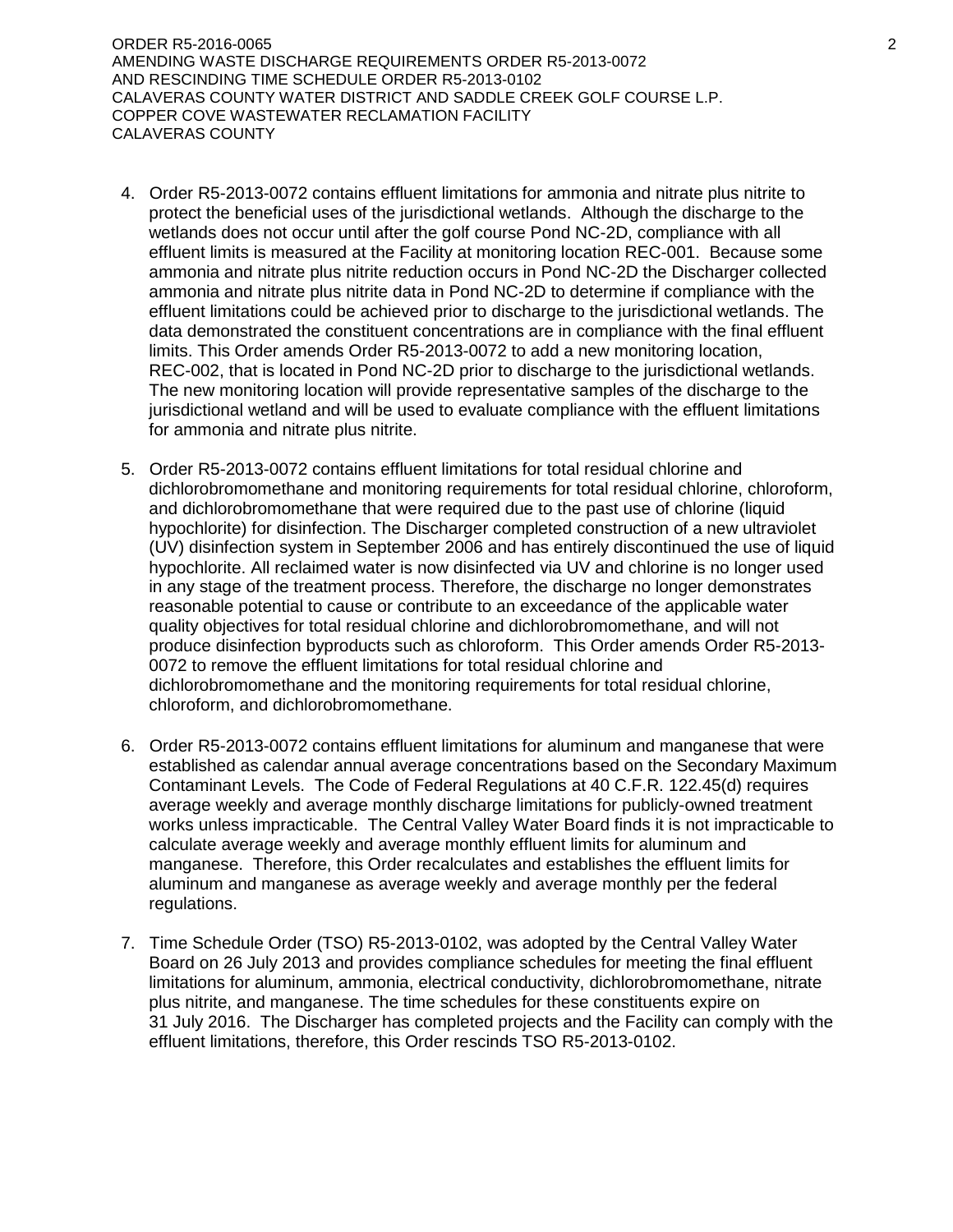4. Order R5-2013-0072 contains effluent limitations for ammonia and nitrate plus nitrite to protect the beneficial uses of the jurisdictional wetlands. Although the discharge to the wetlands does not occur until after the golf course Pond NC-2D, compliance with all effluent limits is measured at the Facility at monitoring location REC-001. Because some ammonia and nitrate plus nitrite reduction occurs in Pond NC-2D the Discharger collected ammonia and nitrate plus nitrite data in Pond NC-2D to determine if compliance with the effluent limitations could be achieved prior to discharge to the jurisdictional wetlands. The data demonstrated the constituent concentrations are in compliance with the final effluent limits. This Order amends Order R5-2013-0072 to add a new monitoring location, REC-002, that is located in Pond NC-2D prior to discharge to the jurisdictional wetlands. The new monitoring location will provide representative samples of the discharge to the jurisdictional wetland and will be used to evaluate compliance with the effluent limitations for ammonia and nitrate plus nitrite.

5. Order R5-2013-0072 contains effluent limitations for total residual chlorine and dichlorobromomethane and monitoring requirements for total residual chlorine, chloroform, and dichlorobromomethane that were required due to the past use of chlorine (liquid hypochlorite) for disinfection. The Discharger completed construction of a new ultraviolet (UV) disinfection system in September 2006 and has entirely discontinued the use of liquid hypochlorite. All reclaimed water is now disinfected via UV and chlorine is no longer used in any stage of the treatment process. Therefore, the discharge no longer demonstrates reasonable potential to cause or contribute to an exceedance of the applicable water quality objectives for total residual chlorine and dichlorobromomethane, and will not produce disinfection byproducts such as chloroform. This Order amends Order R5-2013-0072 to remove the effluent limitations for total residual chlorine and dichlorobromomethane and the monitoring requirements for total residual chlorine, chloroform, and dichlorobromomethane.

6. Order R5-2013-0072 contains effluent limitations for aluminum and manganese that were established as calendar annual average concentrations based on the Secondary Maximum Contaminant Levels. The Code of Federal Regulations at 40 C.F.R. 122.45(d) requires average weekly and average monthly discharge limitations for publicly-owned treatment works unless impracticable. The Central Valley Water Board finds it is not impracticable to calculate average weekly and average monthly effluent limits for aluminum and manganese. Therefore, this Order recalculates and establishes the effluent limits for aluminum and manganese as average weekly and average monthly per the federal regulations.

7. Time Schedule Order (TSO) R5-2013-0102, was adopted by the Central Valley Water Board on 26 July 2013 and provides compliance schedules for meeting the final effluent limitations for aluminum, ammonia, electrical conductivity, dichlorobromomethane, nitrate plus nitrite, and manganese. The time schedules for these constituents expire on 31 July 2016. The Discharger has completed projects and the Facility can comply with the effluent limitations, therefore, this Order rescinds TSO R5-2013-0102.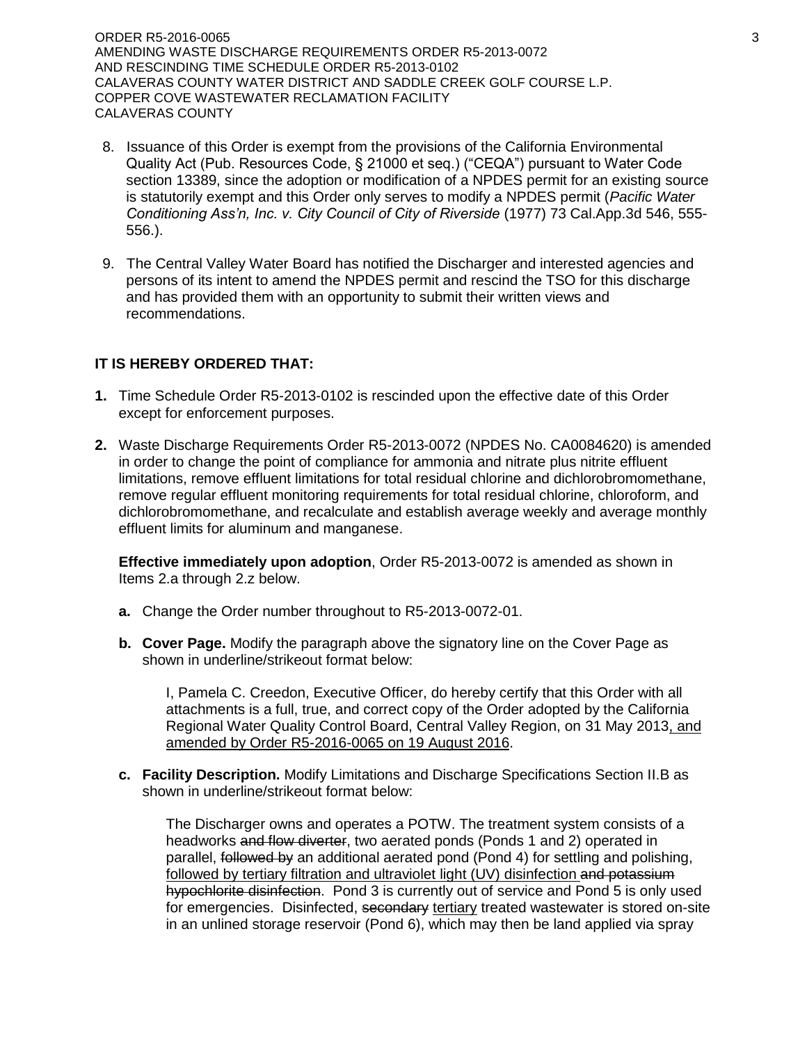8. Issuance of this Order is exempt from the provisions of the California Environmental Quality Act (Pub. Resources Code, § 21000 et seq.) ("CEQA") pursuant to Water Code section 13389, since the adoption or modification of a NPDES permit for an existing source is statutorily exempt and this Order only serves to modify a NPDES permit (*Pacific Water Conditioning Ass'n, Inc. v. City Council of City of Riverside* (1977) 73 Cal.App.3d 546, 555-556.).

9. The Central Valley Water Board has notified the Discharger and interested agencies and persons of its intent to amend the NPDES permit and rescind the TSO for this discharge and has provided them with an opportunity to submit their written views and recommendations.

**IT IS HEREBY ORDERED THAT:**

**1.** Time Schedule Order R5-2013-0102 is rescinded upon the effective date of this Order except for enforcement purposes.

**2.** Waste Discharge Requirements Order R5-2013-0072 (NPDES No. CA0084620) is amended in order to change the point of compliance for ammonia and nitrate plus nitrite effluent limitations, remove effluent limitations for total residual chlorine and dichlorobromomethane, remove regular effluent monitoring requirements for total residual chlorine, chloroform, and dichlorobromomethane, and recalculate and establish average weekly and average monthly effluent limits for aluminum and manganese.

**Effective immediately upon adoption**, Order R5-2013-0072 is amended as shown in Items 2.a through 2.z below.

**a.** Change the Order number throughout to R5-2013-0072-01.

**b. Cover Page.** Modify the paragraph above the signatory line on the Cover Page as shown in underline/strikeout format below:

> I, Pamela C. Creedon, Executive Officer, do hereby certify that this Order with all attachments is a full, true, and correct copy of the Order adopted by the California Regional Water Quality Control Board, Central Valley Region, on 31 May 2013<u>, and amended by Order R5-2016-0065 on 19 August 2016</u>.

**c. Facility Description.** Modify Limitations and Discharge Specifications Section II.B as shown in underline/strikeout format below:

> The Discharger owns and operates a POTW. The treatment system consists of a headworks ~~and flow diverter~~, two aerated ponds (Ponds 1 and 2) operated in parallel, ~~followed by~~ an additional aerated pond (Pond 4) for settling and polishing, <u>followed by tertiary filtration and ultraviolet light (UV) disinfection</u> ~~and potassium hypochlorite disinfection~~. Pond 3 is currently out of service and Pond 5 is only used for emergencies. Disinfected, ~~secondary~~ <u>tertiary</u> treated wastewater is stored on-site in an unlined storage reservoir (Pond 6), which may then be land applied via spray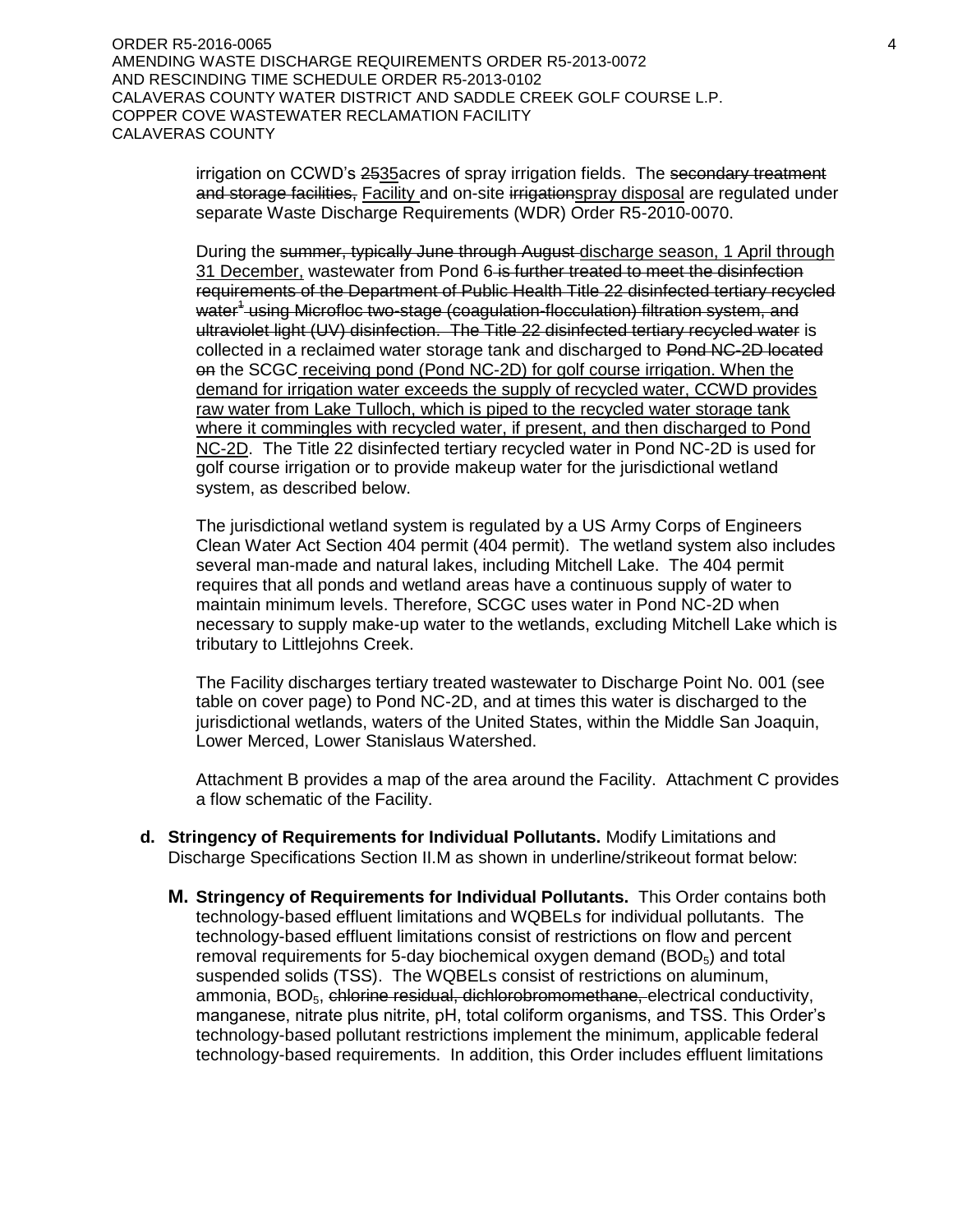irrigation on CCWD's ~~25~~<u>35</u>acres of spray irrigation fields. The ~~secondary treatment and storage facilities,~~ <u>Facility</u> and on-site ~~irrigation~~<u>spray disposal</u> are regulated under separate Waste Discharge Requirements (WDR) Order R5-2010-0070.

During the ~~summer, typically June through August~~ <u>discharge season, 1 April through 31 December,</u> wastewater from Pond 6 ~~is further treated to meet the disinfection requirements of the Department of Public Health Title 22 disinfected tertiary recycled water[1] using Microfloc two-stage (coagulation-flocculation) filtration system, and ultraviolet light (UV) disinfection. The Title 22 disinfected tertiary recycled water~~ is collected in a reclaimed water storage tank and discharged to ~~Pond NC-2D located on~~ the SCGC <u>receiving pond (Pond NC-2D) for golf course irrigation. When the demand for irrigation water exceeds the supply of recycled water, CCWD provides raw water from Lake Tulloch, which is piped to the recycled water storage tank where it commingles with recycled water, if present, and then discharged to Pond NC-2D</u>. The Title 22 disinfected tertiary recycled water in Pond NC-2D is used for golf course irrigation or to provide makeup water for the jurisdictional wetland system, as described below.

The jurisdictional wetland system is regulated by a US Army Corps of Engineers Clean Water Act Section 404 permit (404 permit). The wetland system also includes several man-made and natural lakes, including Mitchell Lake. The 404 permit requires that all ponds and wetland areas have a continuous supply of water to maintain minimum levels. Therefore, SCGC uses water in Pond NC-2D when necessary to supply make-up water to the wetlands, excluding Mitchell Lake which is tributary to Littlejohns Creek.

The Facility discharges tertiary treated wastewater to Discharge Point No. 001 (see table on cover page) to Pond NC-2D, and at times this water is discharged to the jurisdictional wetlands, waters of the United States, within the Middle San Joaquin, Lower Merced, Lower Stanislaus Watershed.

Attachment B provides a map of the area around the Facility. Attachment C provides a flow schematic of the Facility.

**d. Stringency of Requirements for Individual Pollutants.** Modify Limitations and Discharge Specifications Section II.M as shown in underline/strikeout format below:

**M. Stringency of Requirements for Individual Pollutants.** This Order contains both technology-based effluent limitations and WQBELs for individual pollutants. The technology-based effluent limitations consist of restrictions on flow and percent removal requirements for 5-day biochemical oxygen demand ($BOD_5$) and total suspended solids (TSS). The WQBELs consist of restrictions on aluminum, ammonia, $BOD_5$, ~~chlorine residual, dichlorobromomethane,~~ electrical conductivity, manganese, nitrate plus nitrite, pH, total coliform organisms, and TSS. This Order's technology-based pollutant restrictions implement the minimum, applicable federal technology-based requirements. In addition, this Order includes effluent limitations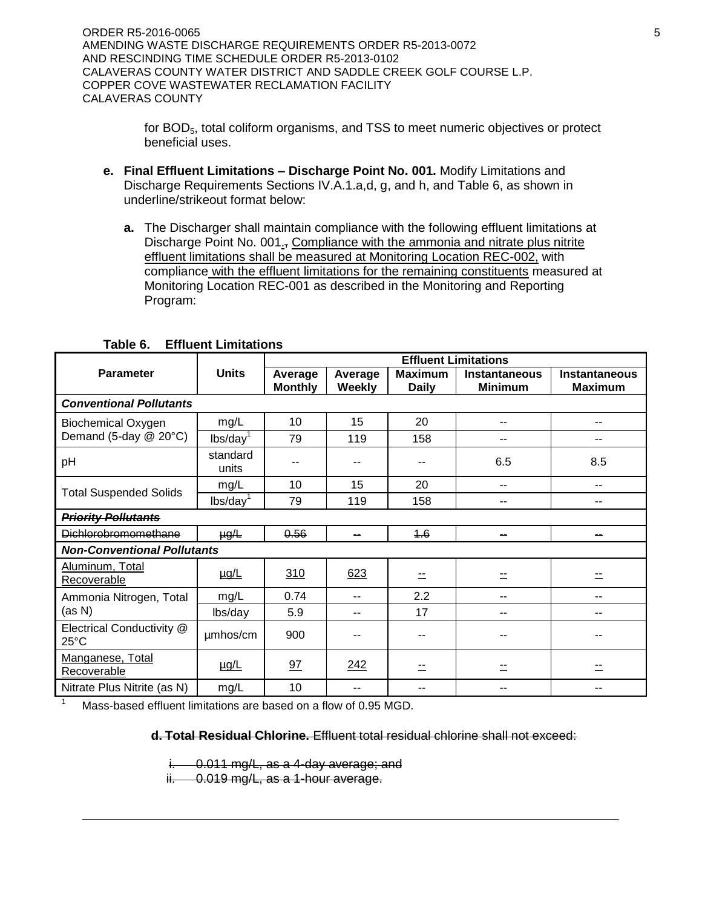for $BOD_5$, total coliform organisms, and TSS to meet numeric objectives or protect beneficial uses.

**e. Final Effluent Limitations – Discharge Point No. 001.** Modify Limitations and Discharge Requirements Sections IV.A.1.a,d, g, and h, and Table 6, as shown in underline/strikeout format below:

**a.** The Discharger shall maintain compliance with the following effluent limitations at Discharge Point No. 001.~~,~~ <u>Compliance with the ammonia and nitrate plus nitrite effluent limitations shall be measured at Monitoring Location REC-002,</u> with compliance <u>with the effluent limitations for the remaining constituents</u> measured at Monitoring Location REC-001 as described in the Monitoring and Reporting Program:

**Table 6. Effluent Limitations**

| Parameter | Units | Effluent Limitations | | | | |
|---|---|---|---|---|---|---|
| | | Average Monthly | Average Weekly | Maximum Daily | Instantaneous Minimum | Instantaneous Maximum |
| ***Conventional Pollutants*** | | | | | | |
| Biochemical Oxygen Demand (5-day @ 20°C) | mg/L | 10 | 15 | 20 | -- | -- |
| | lbs/day[1] | 79 | 119 | 158 | -- | -- |
| pH | standard units | -- | -- | -- | 6.5 | 8.5 |
| Total Suspended Solids | mg/L | 10 | 15 | 20 | -- | -- |
| | lbs/day[1] | 79 | 119 | 158 | -- | -- |
| ~~***Priority Pollutants***~~ | | | | | | |
| ~~Dichlorobromomethane~~ | ~~µg/L~~ | ~~0.56~~ | ~~--~~ | ~~1.6~~ | ~~--~~ | ~~--~~ |
| ***Non-Conventional Pollutants*** | | | | | | |
| <u>Aluminum, Total Recoverable</u> | <u>µg/L</u> | <u>310</u> | <u>623</u> | <u>--</u> | <u>--</u> | <u>--</u> |
| Ammonia Nitrogen, Total (as N) | mg/L | 0.74 | -- | 2.2 | -- | -- |
| | lbs/day | 5.9 | -- | 17 | -- | -- |
| Electrical Conductivity @ 25°C | µmhos/cm | 900 | -- | -- | -- | -- |
| <u>Manganese, Total Recoverable</u> | <u>µg/L</u> | <u>97</u> | <u>242</u> | <u>--</u> | <u>--</u> | <u>--</u> |
| Nitrate Plus Nitrite (as N) | mg/L | 10 | -- | -- | -- | -- |

[1] Mass-based effluent limitations are based on a flow of 0.95 MGD.

~~**d. Total Residual Chlorine.** Effluent total residual chlorine shall not exceed:~~

~~i. 0.011 mg/L, as a 4-day average; and~~
~~ii. 0.019 mg/L, as a 1-hour average.~~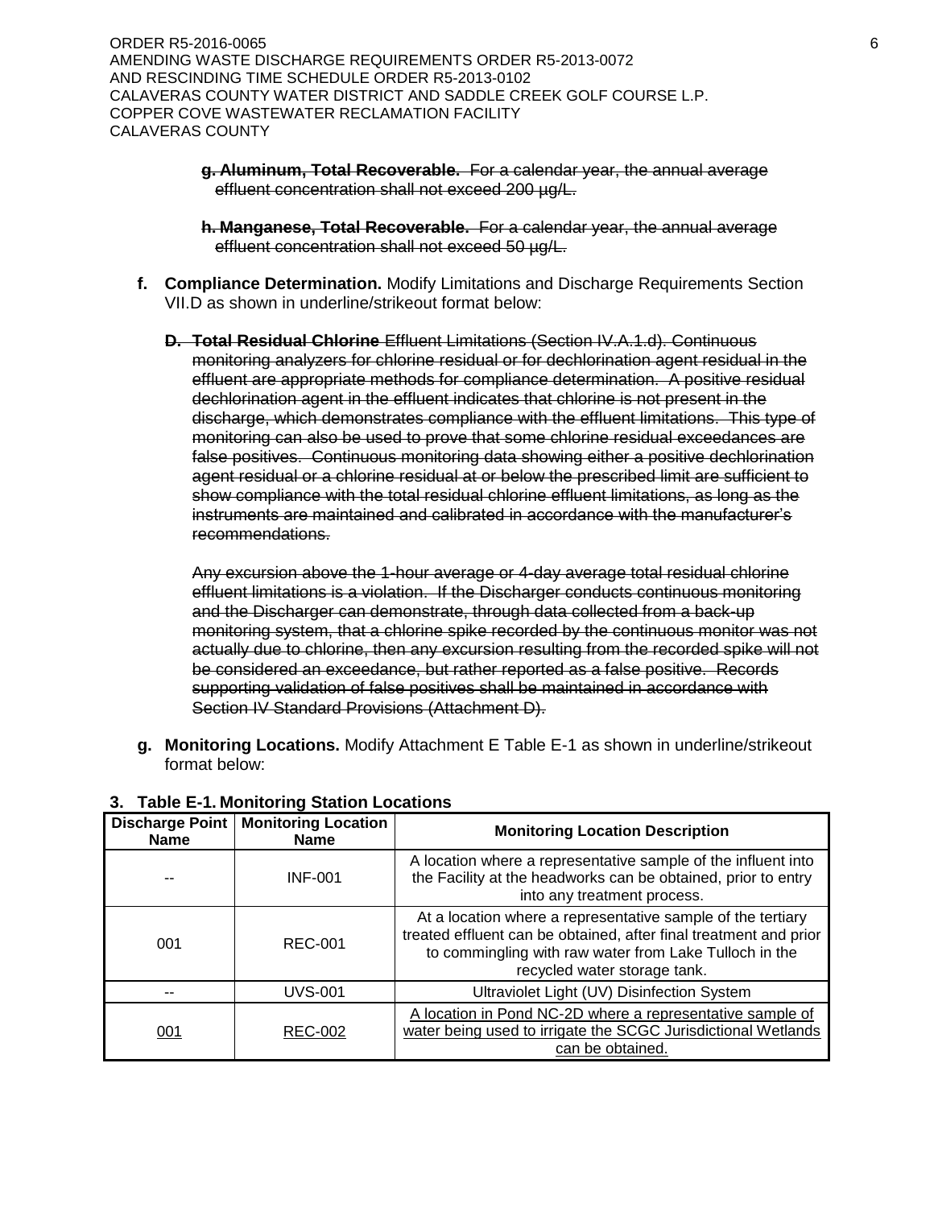~~**g. Aluminum, Total Recoverable.** For a calendar year, the annual average effluent concentration shall not exceed 200 µg/L.~~

~~**h. Manganese, Total Recoverable.** For a calendar year, the annual average effluent concentration shall not exceed 50 µg/L.~~

**f. Compliance Determination.** Modify Limitations and Discharge Requirements Section VII.D as shown in underline/strikeout format below:

~~**D. Total Residual Chlorine** Effluent Limitations (Section IV.A.1.d). Continuous monitoring analyzers for chlorine residual or for dechlorination agent residual in the effluent are appropriate methods for compliance determination. A positive residual dechlorination agent in the effluent indicates that chlorine is not present in the discharge, which demonstrates compliance with the effluent limitations. This type of monitoring can also be used to prove that some chlorine residual exceedances are false positives. Continuous monitoring data showing either a positive dechlorination agent residual or a chlorine residual at or below the prescribed limit are sufficient to show compliance with the total residual chlorine effluent limitations, as long as the instruments are maintained and calibrated in accordance with the manufacturer's recommendations.~~

~~Any excursion above the 1-hour average or 4-day average total residual chlorine effluent limitations is a violation. If the Discharger conducts continuous monitoring and the Discharger can demonstrate, through data collected from a back-up monitoring system, that a chlorine spike recorded by the continuous monitor was not actually due to chlorine, then any excursion resulting from the recorded spike will not be considered an exceedance, but rather reported as a false positive. Records supporting validation of false positives shall be maintained in accordance with Section IV Standard Provisions (Attachment D).~~

**g. Monitoring Locations.** Modify Attachment E Table E-1 as shown in underline/strikeout format below:

**3. Table E-1. Monitoring Station Locations**

| Discharge Point Name | Monitoring Location Name | Monitoring Location Description |
|---|---|---|
| -- | INF-001 | A location where a representative sample of the influent into the Facility at the headworks can be obtained, prior to entry into any treatment process. |
| 001 | REC-001 | At a location where a representative sample of the tertiary treated effluent can be obtained, after final treatment and prior to commingling with raw water from Lake Tulloch in the recycled water storage tank. |
| -- | UVS-001 | Ultraviolet Light (UV) Disinfection System |
| <u>001</u> | <u>REC-002</u> | <u>A location in Pond NC-2D where a representative sample of water being used to irrigate the SCGC Jurisdictional Wetlands can be obtained.</u> |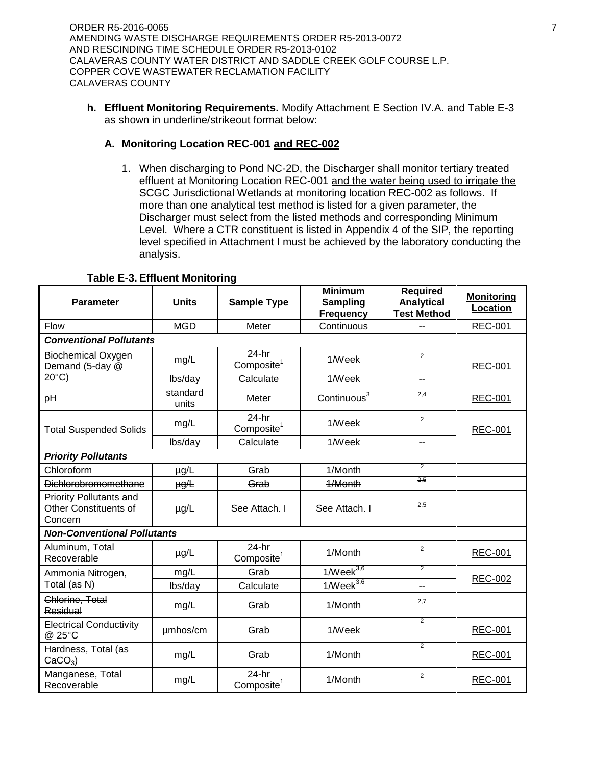**h. Effluent Monitoring Requirements.** Modify Attachment E Section IV.A. and Table E-3 as shown in underline/strikeout format below:

### A. Monitoring Location REC-001 <u>and REC-002</u>

1. When discharging to Pond NC-2D, the Discharger shall monitor tertiary treated effluent at Monitoring Location REC-001 <u>and the water being used to irrigate the SCGC Jurisdictional Wetlands at monitoring location REC-002</u> as follows. If more than one analytical test method is listed for a given parameter, the Discharger must select from the listed methods and corresponding Minimum Level. Where a CTR constituent is listed in Appendix 4 of the SIP, the reporting level specified in Attachment I must be achieved by the laboratory conducting the analysis.

**Table E-3. Effluent Monitoring**

| Parameter | Units | Sample Type | Minimum Sampling Frequency | Required Analytical Test Method | <u>Monitoring Location</u> |
|---|---|---|---|---|---|
| Flow | MGD | Meter | Continuous | -- | <u>REC-001</u> |
| ***Conventional Pollutants*** | | | | | |
| Biochemical Oxygen Demand (5-day @ 20°C) | mg/L | 24-hr Composite[1] | 1/Week | [2] | <u>REC-001</u> |
| | lbs/day | Calculate | 1/Week | -- | |
| pH | standard units | Meter | Continuous[3] | [2,4] | <u>REC-001</u> |
| Total Suspended Solids | mg/L | 24-hr Composite[1] | 1/Week | [2] | <u>REC-001</u> |
| | lbs/day | Calculate | 1/Week | -- | |
| ***Priority Pollutants*** | | | | | |
| ~~Chloroform~~ | ~~µg/L~~ | ~~Grab~~ | ~~1/Month~~ | ~~[2]~~ | |
| ~~Dichlorobromomethane~~ | ~~µg/L~~ | ~~Grab~~ | ~~1/Month~~ | ~~[2,5]~~ | |
| Priority Pollutants and Other Constituents of Concern | µg/L | See Attach. I | See Attach. I | [2,5] | |
| ***Non-Conventional Pollutants*** | | | | | |
| Aluminum, Total Recoverable | µg/L | 24-hr Composite[1] | 1/Month | [2] | <u>REC-001</u> |
| Ammonia Nitrogen, Total (as N) | mg/L | Grab | 1/Week[3,6] | [2] | <u>REC-002</u> |
| | lbs/day | Calculate | 1/Week[3,6] | -- | |
| ~~Chlorine, Total Residual~~ | ~~mg/L~~ | ~~Grab~~ | ~~1/Month~~ | ~~[2,7]~~ | |
| Electrical Conductivity @ 25°C | µmhos/cm | Grab | 1/Week | [2] | <u>REC-001</u> |
| Hardness, Total (as $CaCO_3$) | mg/L | Grab | 1/Month | [2] | <u>REC-001</u> |
| Manganese, Total Recoverable | mg/L | 24-hr Composite[1] | 1/Month | [2] | <u>REC-001</u> |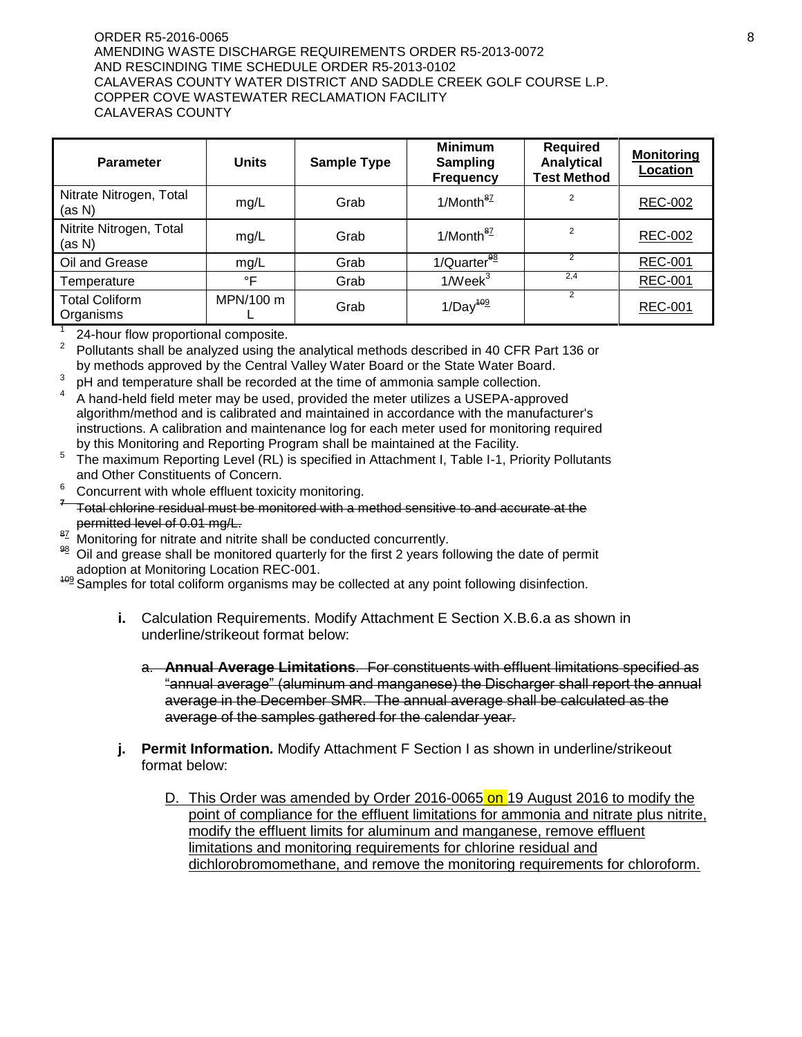| Parameter | Units | Sample Type | Minimum Sampling Frequency | Required Analytical Test Method | Monitoring Location |
|---|---|---|---|---|---|
| Nitrate Nitrogen, Total (as N) | mg/L | Grab | 1/Month[~~8~~7] | [2] | REC-002 |
| Nitrite Nitrogen, Total (as N) | mg/L | Grab | 1/Month[~~8~~7] | [2] | REC-002 |
| Oil and Grease | mg/L | Grab | 1/Quarter[~~9~~8] | [2] | REC-001 |
| Temperature | °F | Grab | 1/Week[3] | [2,4] | REC-001 |
| Total Coliform Organisms | MPN/100 mL | Grab | 1/Day[~~10~~9] | [2] | REC-001 |

[1] 24-hour flow proportional composite.

[2] Pollutants shall be analyzed using the analytical methods described in 40 CFR Part 136 or by methods approved by the Central Valley Water Board or the State Water Board.

[3] pH and temperature shall be recorded at the time of ammonia sample collection.

[4] A hand-held field meter may be used, provided the meter utilizes a USEPA-approved algorithm/method and is calibrated and maintained in accordance with the manufacturer's instructions. A calibration and maintenance log for each meter used for monitoring required by this Monitoring and Reporting Program shall be maintained at the Facility.

[5] The maximum Reporting Level (RL) is specified in Attachment I, Table I-1, Priority Pollutants and Other Constituents of Concern.

[6] Concurrent with whole effluent toxicity monitoring.

~~[7] Total chlorine residual must be monitored with a method sensitive to and accurate at the permitted level of 0.01 mg/L.~~

[~~8~~7] Monitoring for nitrate and nitrite shall be conducted concurrently.

[~~9~~8] Oil and grease shall be monitored quarterly for the first 2 years following the date of permit adoption at Monitoring Location REC-001.

[~~10~~9] Samples for total coliform organisms may be collected at any point following disinfection.

**i.** Calculation Requirements. Modify Attachment E Section X.B.6.a as shown in underline/strikeout format below:

~~a. **Annual Average Limitations**. For constituents with effluent limitations specified as "annual average" (aluminum and manganese) the Discharger shall report the annual average in the December SMR. The annual average shall be calculated as the average of the samples gathered for the calendar year.~~

**j. Permit Information.** Modify Attachment F Section I as shown in underline/strikeout format below:

D. This Order was amended by Order 2016-0065 on 19 August 2016 to modify the point of compliance for the effluent limitations for ammonia and nitrate plus nitrite, modify the effluent limits for aluminum and manganese, remove effluent limitations and monitoring requirements for chlorine residual and dichlorobromomethane, and remove the monitoring requirements for chloroform.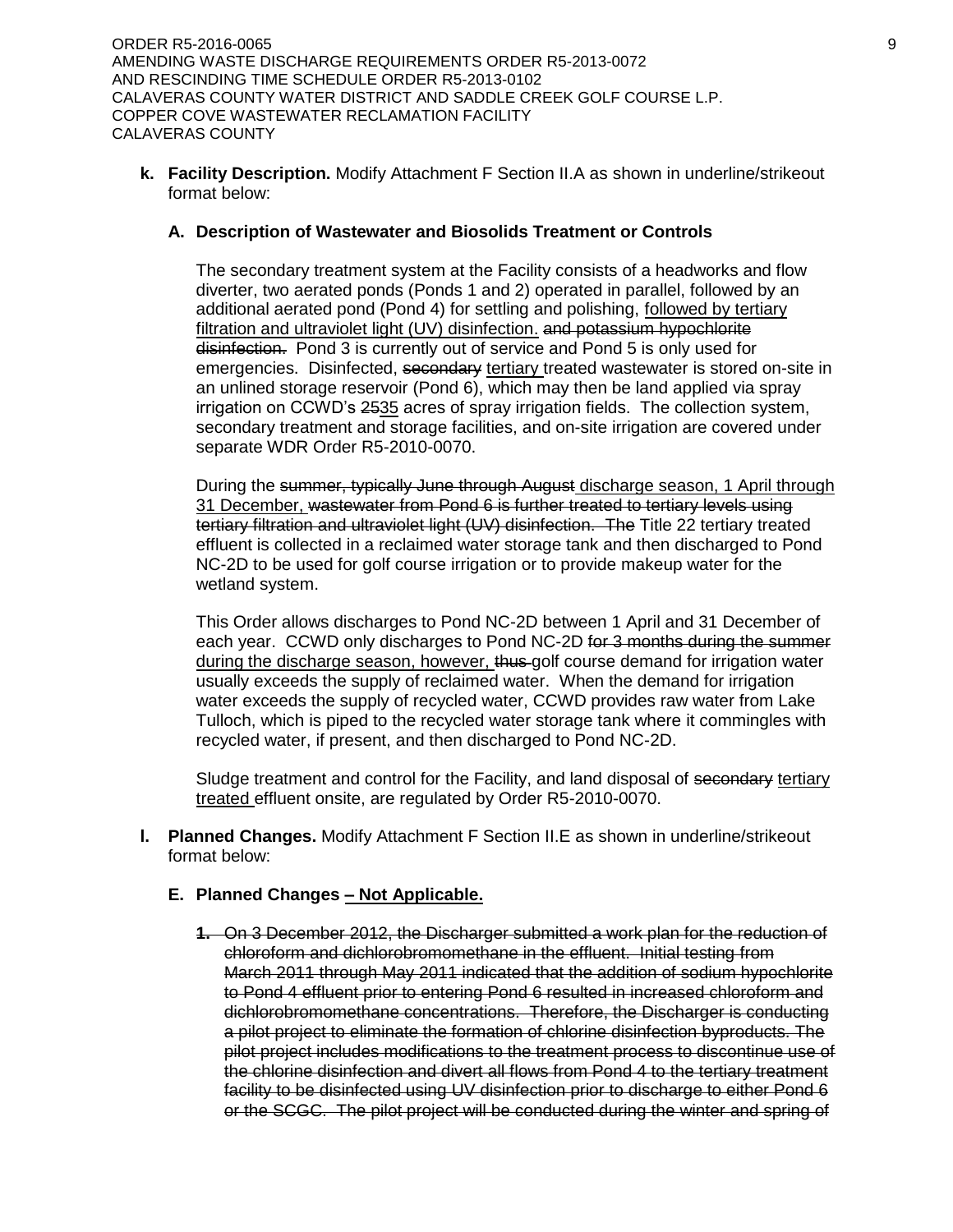**k. Facility Description.** Modify Attachment F Section II.A as shown in underline/strikeout format below:

**A. Description of Wastewater and Biosolids Treatment or Controls**

The secondary treatment system at the Facility consists of a headworks and flow diverter, two aerated ponds (Ponds 1 and 2) operated in parallel, followed by an additional aerated pond (Pond 4) for settling and polishing, <u>followed by tertiary filtration and ultraviolet light (UV) disinfection.</u> ~~and potassium hypochlorite disinfection.~~ Pond 3 is currently out of service and Pond 5 is only used for emergencies. Disinfected, ~~secondary~~ <u>tertiary</u> treated wastewater is stored on-site in an unlined storage reservoir (Pond 6), which may then be land applied via spray irrigation on CCWD's ~~25~~<u>35</u> acres of spray irrigation fields. The collection system, secondary treatment and storage facilities, and on-site irrigation are covered under separate WDR Order R5-2010-0070.

During the ~~summer, typically June through August~~ <u>discharge season, 1 April through 31 December,</u> ~~wastewater from Pond 6 is further treated to tertiary levels using tertiary filtration and ultraviolet light (UV) disinfection. The~~ Title 22 tertiary treated effluent is collected in a reclaimed water storage tank and then discharged to Pond NC-2D to be used for golf course irrigation or to provide makeup water for the wetland system.

This Order allows discharges to Pond NC-2D between 1 April and 31 December of each year. CCWD only discharges to Pond NC-2D ~~for 3 months during the summer~~ <u>during the discharge season, however,</u> ~~thus~~ golf course demand for irrigation water usually exceeds the supply of reclaimed water. When the demand for irrigation water exceeds the supply of recycled water, CCWD provides raw water from Lake Tulloch, which is piped to the recycled water storage tank where it commingles with recycled water, if present, and then discharged to Pond NC-2D.

Sludge treatment and control for the Facility, and land disposal of ~~secondary~~ <u>tertiary treated</u> effluent onsite, are regulated by Order R5-2010-0070.

**l. Planned Changes.** Modify Attachment F Section II.E as shown in underline/strikeout format below:

**E. Planned Changes <u>– Not Applicable.</u>**

~~1. On 3 December 2012, the Discharger submitted a work plan for the reduction of chloroform and dichlorobromomethane in the effluent. Initial testing from March 2011 through May 2011 indicated that the addition of sodium hypochlorite to Pond 4 effluent prior to entering Pond 6 resulted in increased chloroform and dichlorobromomethane concentrations. Therefore, the Discharger is conducting a pilot project to eliminate the formation of chlorine disinfection byproducts. The pilot project includes modifications to the treatment process to discontinue use of the chlorine disinfection and divert all flows from Pond 4 to the tertiary treatment facility to be disinfected using UV disinfection prior to discharge to either Pond 6 or the SCGC. The pilot project will be conducted during the winter and spring of~~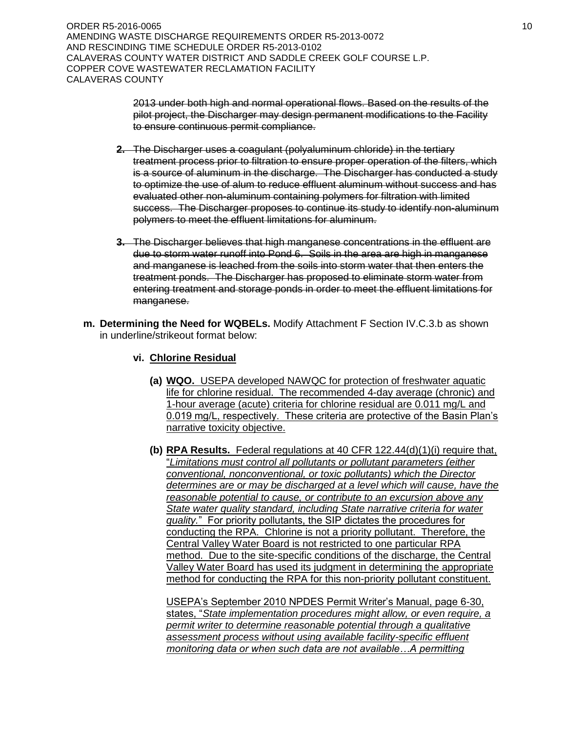~~2013 under both high and normal operational flows. Based on the results of the pilot project, the Discharger may design permanent modifications to the Facility to ensure continuous permit compliance.~~

~~**2.** The Discharger uses a coagulant (polyaluminum chloride) in the tertiary treatment process prior to filtration to ensure proper operation of the filters, which is a source of aluminum in the discharge. The Discharger has conducted a study to optimize the use of alum to reduce effluent aluminum without success and has evaluated other non-aluminum containing polymers for filtration with limited success. The Discharger proposes to continue its study to identify non-aluminum polymers to meet the effluent limitations for aluminum.~~

~~**3.** The Discharger believes that high manganese concentrations in the effluent are due to storm water runoff into Pond 6. Soils in the area are high in manganese and manganese is leached from the soils into storm water that then enters the treatment ponds. The Discharger has proposed to eliminate storm water from entering treatment and storage ponds in order to meet the effluent limitations for manganese.~~

**m. Determining the Need for WQBELs.** Modify Attachment F Section IV.C.3.b as shown in underline/strikeout format below:

**vi. <u>Chlorine Residual</u>**

**(a) <u>WQO.</u>** <u>USEPA developed NAWQC for protection of freshwater aquatic life for chlorine residual. The recommended 4-day average (chronic) and 1-hour average (acute) criteria for chlorine residual are 0.011 mg/L and 0.019 mg/L, respectively. These criteria are protective of the Basin Plan's narrative toxicity objective.</u>

**(b) <u>RPA Results.</u>** <u>Federal regulations at 40 CFR 122.44(d)(1)(i) require that, "*Limitations must control all pollutants or pollutant parameters (either conventional, nonconventional, or toxic pollutants) which the Director determines are or may be discharged at a level which will cause, have the reasonable potential to cause, or contribute to an excursion above any State water quality standard, including State narrative criteria for water quality.*" For priority pollutants, the SIP dictates the procedures for conducting the RPA. Chlorine is not a priority pollutant. Therefore, the Central Valley Water Board is not restricted to one particular RPA method. Due to the site-specific conditions of the discharge, the Central Valley Water Board has used its judgment in determining the appropriate method for conducting the RPA for this non-priority pollutant constituent.</u>

<u>USEPA's September 2010 NPDES Permit Writer's Manual, page 6-30, states, "*State implementation procedures might allow, or even require, a permit writer to determine reasonable potential through a qualitative assessment process without using available facility-specific effluent monitoring data or when such data are not available…A permitting*</u>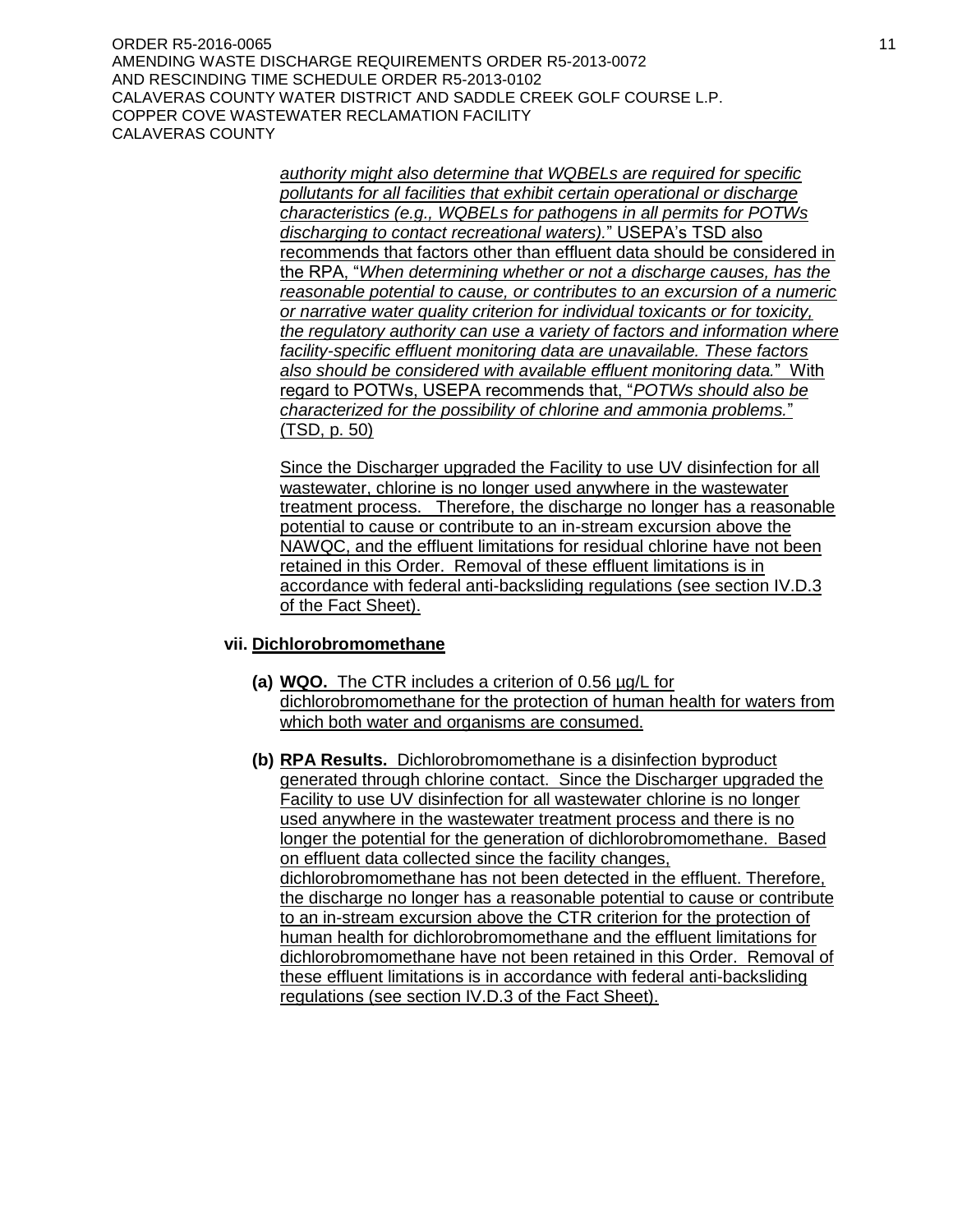*authority might also determine that WQBELs are required for specific pollutants for all facilities that exhibit certain operational or discharge characteristics (e.g., WQBELs for pathogens in all permits for POTWs discharging to contact recreational waters).*" USEPA's TSD also recommends that factors other than effluent data should be considered in the RPA, "*When determining whether or not a discharge causes, has the reasonable potential to cause, or contributes to an excursion of a numeric or narrative water quality criterion for individual toxicants or for toxicity, the regulatory authority can use a variety of factors and information where facility-specific effluent monitoring data are unavailable. These factors also should be considered with available effluent monitoring data.*" With regard to POTWs, USEPA recommends that, "*POTWs should also be characterized for the possibility of chlorine and ammonia problems.*" (TSD, p. 50)

Since the Discharger upgraded the Facility to use UV disinfection for all wastewater, chlorine is no longer used anywhere in the wastewater treatment process. Therefore, the discharge no longer has a reasonable potential to cause or contribute to an in-stream excursion above the NAWQC, and the effluent limitations for residual chlorine have not been retained in this Order. Removal of these effluent limitations is in accordance with federal anti-backsliding regulations (see section IV.D.3 of the Fact Sheet).

**vii. Dichlorobromomethane**

**(a) WQO.** The CTR includes a criterion of 0.56 µg/L for dichlorobromomethane for the protection of human health for waters from which both water and organisms are consumed.

**(b) RPA Results.** Dichlorobromomethane is a disinfection byproduct generated through chlorine contact. Since the Discharger upgraded the Facility to use UV disinfection for all wastewater chlorine is no longer used anywhere in the wastewater treatment process and there is no longer the potential for the generation of dichlorobromomethane. Based on effluent data collected since the facility changes, dichlorobromomethane has not been detected in the effluent. Therefore, the discharge no longer has a reasonable potential to cause or contribute to an in-stream excursion above the CTR criterion for the protection of human health for dichlorobromomethane and the effluent limitations for dichlorobromomethane have not been retained in this Order. Removal of these effluent limitations is in accordance with federal anti-backsliding regulations (see section IV.D.3 of the Fact Sheet).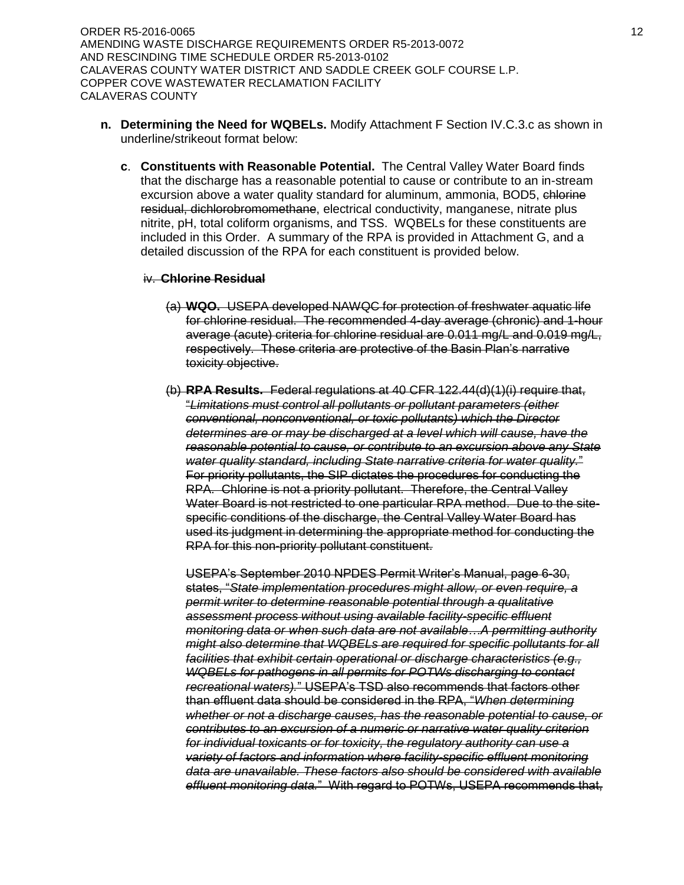**n. Determining the Need for WQBELs.** Modify Attachment F Section IV.C.3.c as shown in underline/strikeout format below:

**c**. **Constituents with Reasonable Potential.** The Central Valley Water Board finds that the discharge has a reasonable potential to cause or contribute to an in-stream excursion above a water quality standard for aluminum, ammonia, BOD5, ~~chlorine residual, dichlorobromomethane~~, electrical conductivity, manganese, nitrate plus nitrite, pH, total coliform organisms, and TSS. WQBELs for these constituents are included in this Order. A summary of the RPA is provided in Attachment G, and a detailed discussion of the RPA for each constituent is provided below.

~~iv. **Chlorine Residual**~~

~~(a) **WQO.** USEPA developed NAWQC for protection of freshwater aquatic life for chlorine residual. The recommended 4-day average (chronic) and 1-hour average (acute) criteria for chlorine residual are 0.011 mg/L and 0.019 mg/L, respectively. These criteria are protective of the Basin Plan's narrative toxicity objective.~~

~~(b) **RPA Results.** Federal regulations at 40 CFR 122.44(d)(1)(i) require that, "*Limitations must control all pollutants or pollutant parameters (either conventional, nonconventional, or toxic pollutants) which the Director determines are or may be discharged at a level which will cause, have the reasonable potential to cause, or contribute to an excursion above any State water quality standard, including State narrative criteria for water quality.*" For priority pollutants, the SIP dictates the procedures for conducting the RPA. Chlorine is not a priority pollutant. Therefore, the Central Valley Water Board is not restricted to one particular RPA method. Due to the site-specific conditions of the discharge, the Central Valley Water Board has used its judgment in determining the appropriate method for conducting the RPA for this non-priority pollutant constituent.~~

~~USEPA's September 2010 NPDES Permit Writer's Manual, page 6-30, states, "*State implementation procedures might allow, or even require, a permit writer to determine reasonable potential through a qualitative assessment process without using available facility-specific effluent monitoring data or when such data are not available…A permitting authority might also determine that WQBELs are required for specific pollutants for all facilities that exhibit certain operational or discharge characteristics (e.g., WQBELs for pathogens in all permits for POTWs discharging to contact recreational waters).*" USEPA's TSD also recommends that factors other than effluent data should be considered in the RPA, "*When determining whether or not a discharge causes, has the reasonable potential to cause, or contributes to an excursion of a numeric or narrative water quality criterion for individual toxicants or for toxicity, the regulatory authority can use a variety of factors and information where facility-specific effluent monitoring data are unavailable. These factors also should be considered with available effluent monitoring data.*" With regard to POTWs, USEPA recommends that,~~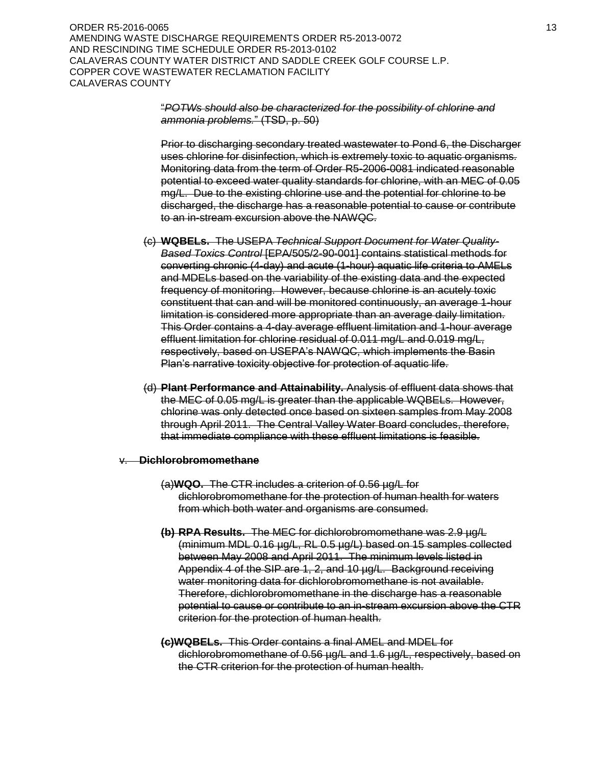"*POTWs should also be characterized for the possibility of chlorine and ammonia problems.*" (TSD, p. 50)

Prior to discharging secondary treated wastewater to Pond 6, the Discharger uses chlorine for disinfection, which is extremely toxic to aquatic organisms. Monitoring data from the term of Order R5-2006-0081 indicated reasonable potential to exceed water quality standards for chlorine, with an MEC of 0.05 mg/L. Due to the existing chlorine use and the potential for chlorine to be discharged, the discharge has a reasonable potential to cause or contribute to an in-stream excursion above the NAWQC.

(c) **WQBELs.** The USEPA *Technical Support Document for Water Quality-Based Toxics Control* [EPA/505/2-90-001] contains statistical methods for converting chronic (4-day) and acute (1-hour) aquatic life criteria to AMELs and MDELs based on the variability of the existing data and the expected frequency of monitoring. However, because chlorine is an acutely toxic constituent that can and will be monitored continuously, an average 1-hour limitation is considered more appropriate than an average daily limitation. This Order contains a 4-day average effluent limitation and 1-hour average effluent limitation for chlorine residual of 0.011 mg/L and 0.019 mg/L, respectively, based on USEPA's NAWQC, which implements the Basin Plan's narrative toxicity objective for protection of aquatic life.

(d) **Plant Performance and Attainability.** Analysis of effluent data shows that the MEC of 0.05 mg/L is greater than the applicable WQBELs. However, chlorine was only detected once based on sixteen samples from May 2008 through April 2011. The Central Valley Water Board concludes, therefore, that immediate compliance with these effluent limitations is feasible.

v. **Dichlorobromomethane**

(a) **WQO.** The CTR includes a criterion of 0.56 µg/L for dichlorobromomethane for the protection of human health for waters from which both water and organisms are consumed.

**(b) RPA Results.** The MEC for dichlorobromomethane was 2.9 µg/L (minimum MDL 0.16 µg/L, RL 0.5 µg/L) based on 15 samples collected between May 2008 and April 2011. The minimum levels listed in Appendix 4 of the SIP are 1, 2, and 10 µg/L. Background receiving water monitoring data for dichlorobromomethane is not available. Therefore, dichlorobromomethane in the discharge has a reasonable potential to cause or contribute to an in-stream excursion above the CTR criterion for the protection of human health.

**(c) WQBELs.** This Order contains a final AMEL and MDEL for dichlorobromomethane of 0.56 µg/L and 1.6 µg/L, respectively, based on the CTR criterion for the protection of human health.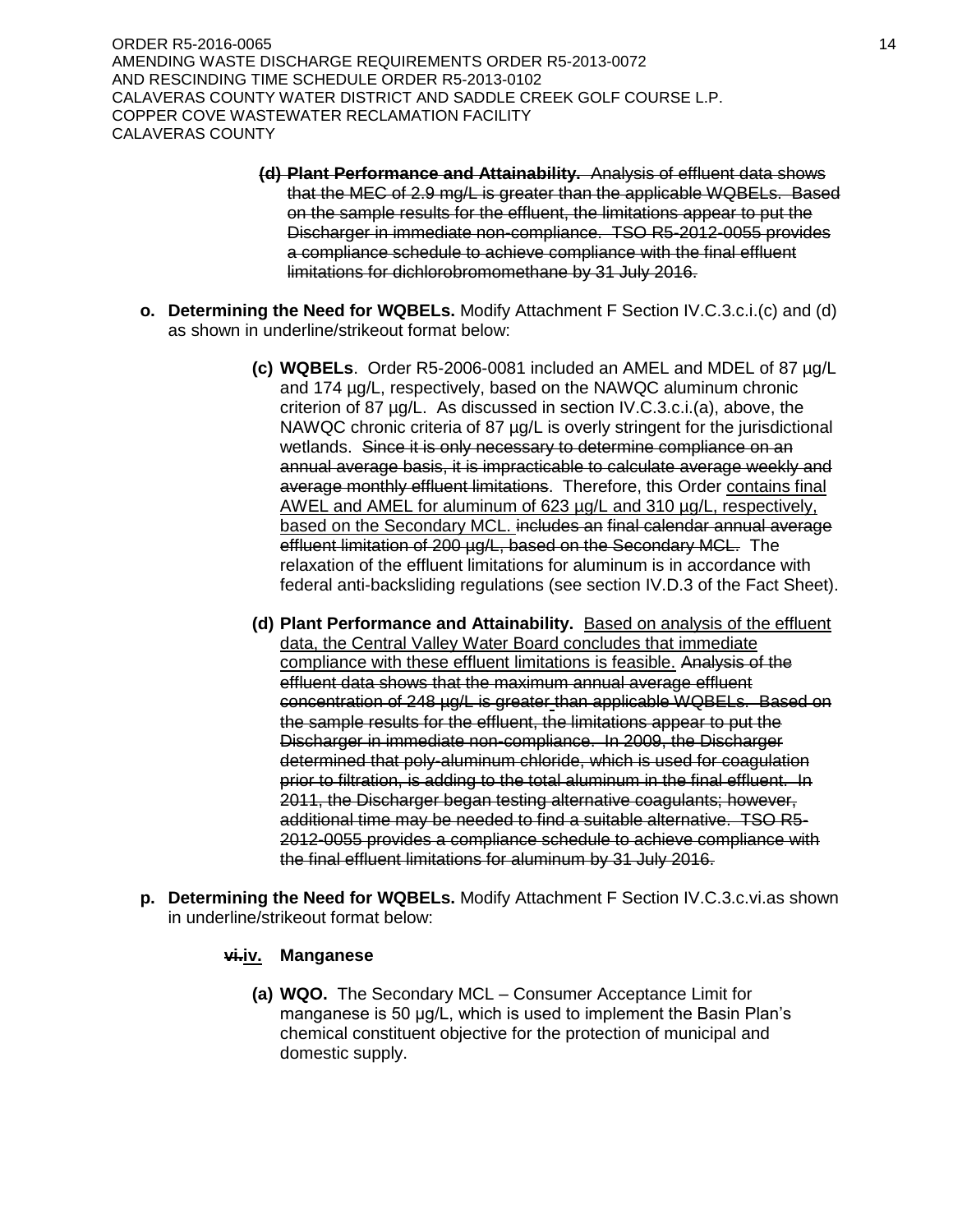**~~(d) Plant Performance and Attainability.~~** ~~Analysis of effluent data shows that the MEC of 2.9 mg/L is greater than the applicable WQBELs. Based on the sample results for the effluent, the limitations appear to put the Discharger in immediate non-compliance. TSO R5-2012-0055 provides a compliance schedule to achieve compliance with the final effluent limitations for dichlorobromomethane by 31 July 2016.~~

**o. Determining the Need for WQBELs.** Modify Attachment F Section IV.C.3.c.i.(c) and (d) as shown in underline/strikeout format below:

**(c) WQBELs**. Order R5-2006-0081 included an AMEL and MDEL of 87 µg/L and 174 µg/L, respectively, based on the NAWQC aluminum chronic criterion of 87 µg/L. As discussed in section IV.C.3.c.i.(a), above, the NAWQC chronic criteria of 87 µg/L is overly stringent for the jurisdictional wetlands. ~~Since it is only necessary to determine compliance on an annual average basis, it is impracticable to calculate average weekly and average monthly effluent limitations~~. Therefore, this Order <u>contains final AWEL and AMEL for aluminum of 623 µg/L and 310 µg/L, respectively, based on the Secondary MCL.</u> ~~includes an final calendar annual average effluent limitation of 200 µg/L, based on the Secondary MCL.~~ The relaxation of the effluent limitations for aluminum is in accordance with federal anti-backsliding regulations (see section IV.D.3 of the Fact Sheet).

**(d) Plant Performance and Attainability.** <u>Based on analysis of the effluent data, the Central Valley Water Board concludes that immediate compliance with these effluent limitations is feasible.</u> ~~Analysis of the effluent data shows that the maximum annual average effluent concentration of 248 µg/L is greater than applicable WQBELs. Based on the sample results for the effluent, the limitations appear to put the Discharger in immediate non-compliance. In 2009, the Discharger determined that poly-aluminum chloride, which is used for coagulation prior to filtration, is adding to the total aluminum in the final effluent. In 2011, the Discharger began testing alternative coagulants; however, additional time may be needed to find a suitable alternative. TSO R5-2012-0055 provides a compliance schedule to achieve compliance with the final effluent limitations for aluminum by 31 July 2016.~~

**p. Determining the Need for WQBELs.** Modify Attachment F Section IV.C.3.c.vi.as shown in underline/strikeout format below:

**~~vi.~~<u>iv.</u> Manganese**

**(a) WQO.** The Secondary MCL – Consumer Acceptance Limit for manganese is 50 µg/L, which is used to implement the Basin Plan's chemical constituent objective for the protection of municipal and domestic supply.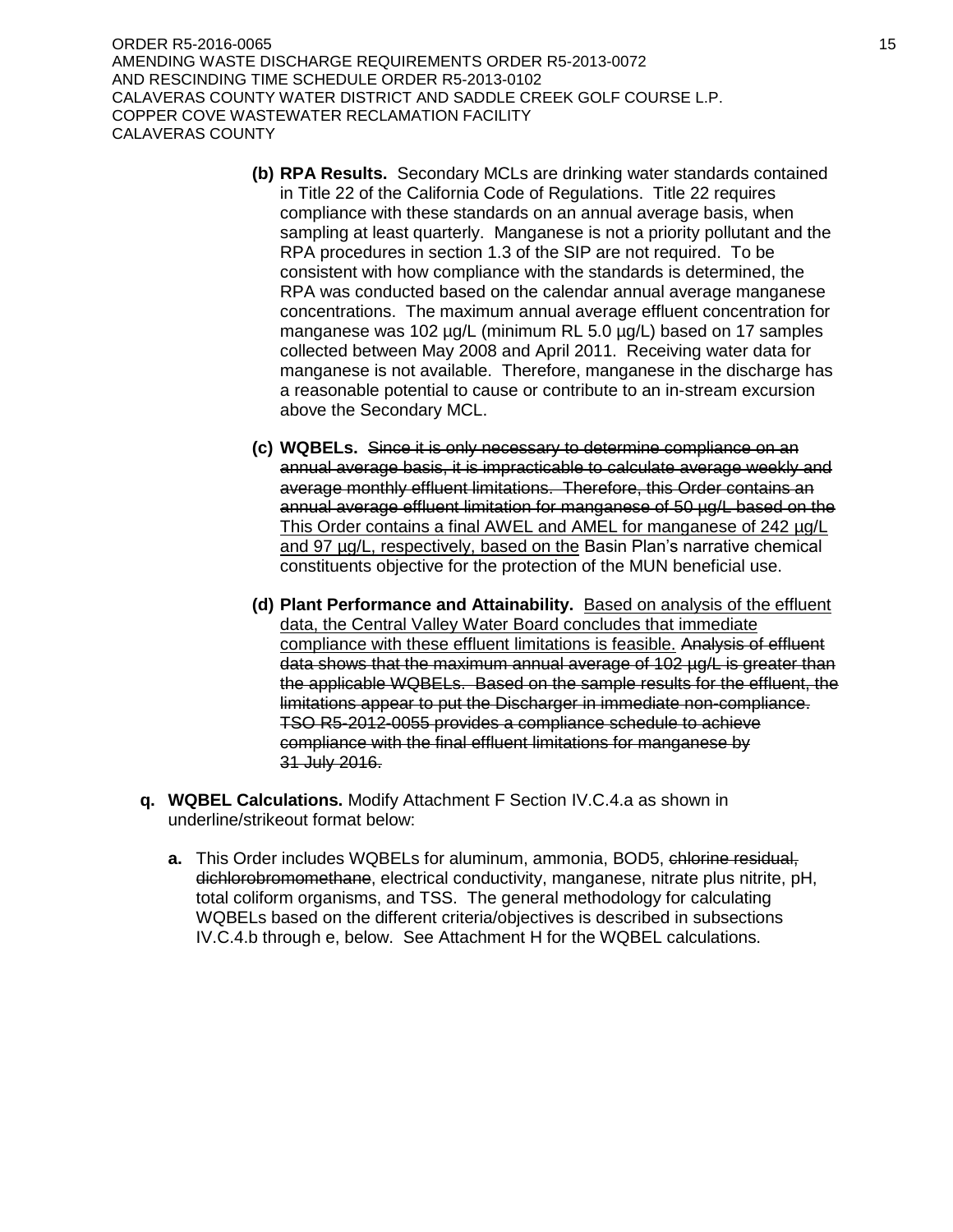**(b) RPA Results.** Secondary MCLs are drinking water standards contained in Title 22 of the California Code of Regulations. Title 22 requires compliance with these standards on an annual average basis, when sampling at least quarterly. Manganese is not a priority pollutant and the RPA procedures in section 1.3 of the SIP are not required. To be consistent with how compliance with the standards is determined, the RPA was conducted based on the calendar annual average manganese concentrations. The maximum annual average effluent concentration for manganese was 102 µg/L (minimum RL 5.0 µg/L) based on 17 samples collected between May 2008 and April 2011. Receiving water data for manganese is not available. Therefore, manganese in the discharge has a reasonable potential to cause or contribute to an in-stream excursion above the Secondary MCL.

**(c) WQBELs.** ~~Since it is only necessary to determine compliance on an annual average basis, it is impracticable to calculate average weekly and average monthly effluent limitations. Therefore, this Order contains an annual average effluent limitation for manganese of 50 µg/L based on the~~ <u>This Order contains a final AWEL and AMEL for manganese of 242 µg/L and 97 µg/L, respectively, based on the</u> Basin Plan's narrative chemical constituents objective for the protection of the MUN beneficial use.

**(d) Plant Performance and Attainability.** <u>Based on analysis of the effluent data, the Central Valley Water Board concludes that immediate compliance with these effluent limitations is feasible.</u> ~~Analysis of effluent data shows that the maximum annual average of 102 µg/L is greater than the applicable WQBELs. Based on the sample results for the effluent, the limitations appear to put the Discharger in immediate non-compliance. TSO R5-2012-0055 provides a compliance schedule to achieve compliance with the final effluent limitations for manganese by 31 July 2016.~~

**q. WQBEL Calculations.** Modify Attachment F Section IV.C.4.a as shown in underline/strikeout format below:

**a.** This Order includes WQBELs for aluminum, ammonia, BOD5, ~~chlorine residual, dichlorobromomethane~~, electrical conductivity, manganese, nitrate plus nitrite, pH, total coliform organisms, and TSS. The general methodology for calculating WQBELs based on the different criteria/objectives is described in subsections IV.C.4.b through e, below. See Attachment H for the WQBEL calculations.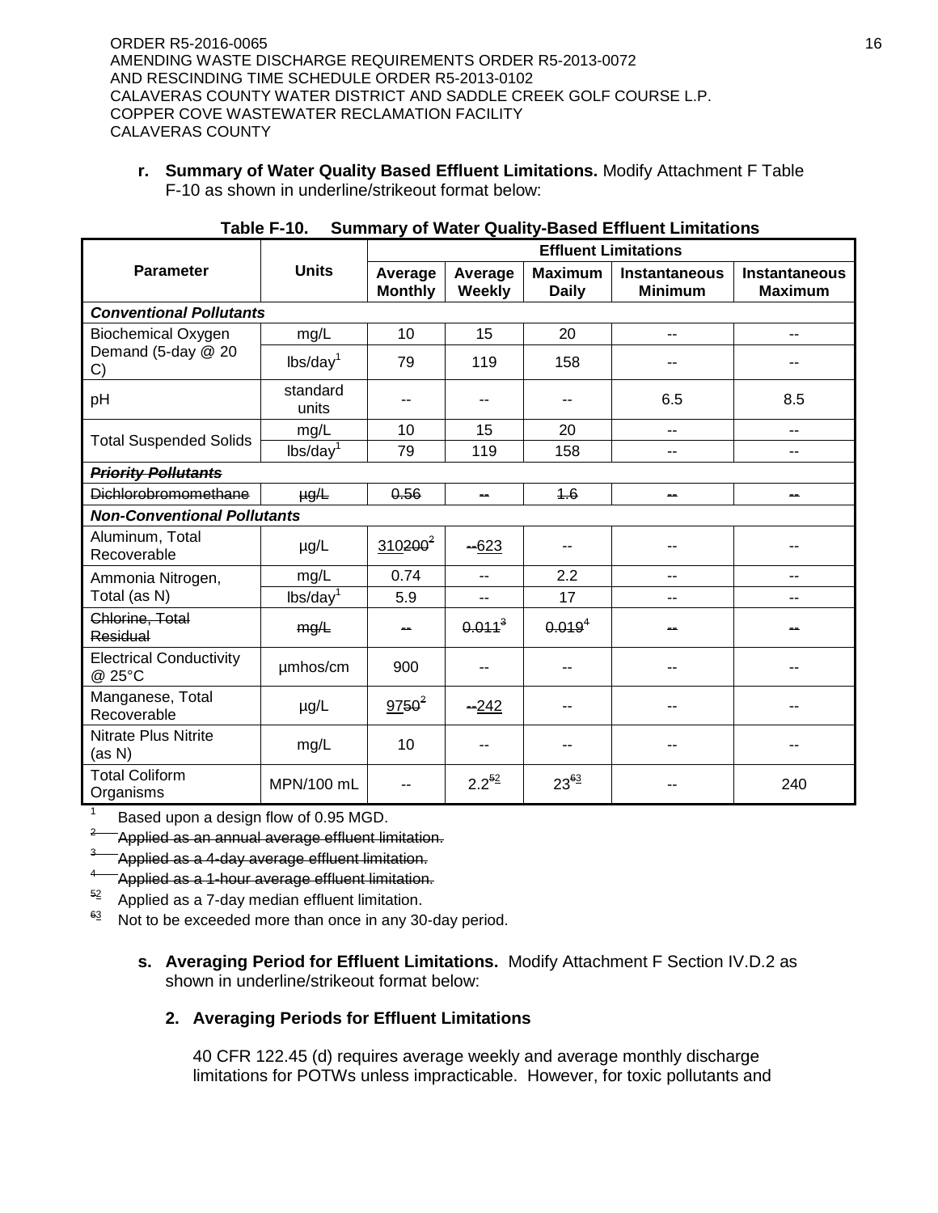**r. Summary of Water Quality Based Effluent Limitations.** Modify Attachment F Table F-10 as shown in underline/strikeout format below:

**Table F-10. Summary of Water Quality-Based Effluent Limitations**

| Parameter | Units | Effluent Limitations | | | | |
|---|---|---|---|---|---|---|
| | | Average Monthly | Average Weekly | Maximum Daily | Instantaneous Minimum | Instantaneous Maximum |
| ***Conventional Pollutants*** | | | | | | |
| Biochemical Oxygen Demand (5-day @ 20 C) | mg/L | 10 | 15 | 20 | -- | -- |
| | lbs/day[1] | 79 | 119 | 158 | -- | -- |
| pH | standard units | -- | -- | -- | 6.5 | 8.5 |
| Total Suspended Solids | mg/L | 10 | 15 | 20 | -- | -- |
| | lbs/day[1] | 79 | 119 | 158 | -- | -- |
| ~~***Priority Pollutants***~~ | | | | | | |
| ~~Dichlorobromomethane~~ | ~~µg/L~~ | ~~0.56~~ | ~~--~~ | ~~1.6~~ | ~~--~~ | ~~--~~ |
| ***Non-Conventional Pollutants*** | | | | | | |
| Aluminum, Total Recoverable | µg/L | <u>310</u>~~200[2]~~ | ~~--~~<u>623</u> | -- | -- | -- |
| Ammonia Nitrogen, Total (as N) | mg/L | 0.74 | -- | 2.2 | -- | -- |
| | lbs/day[1] | 5.9 | -- | 17 | -- | -- |
| ~~Chlorine, Total Residual~~ | ~~mg/L~~ | ~~--~~ | ~~0.011[3]~~ | ~~0.019[4]~~ | ~~--~~ | ~~--~~ |
| Electrical Conductivity @ 25°C | µmhos/cm | 900 | -- | -- | -- | -- |
| Manganese, Total Recoverable | µg/L | <u>97</u>~~50[2]~~ | ~~--~~<u>242</u> | -- | -- | -- |
| Nitrate Plus Nitrite (as N) | mg/L | 10 | -- | -- | -- | -- |
| Total Coliform Organisms | MPN/100 mL | -- | 2.2[~~5~~<u>2</u>] | 23[~~6~~<u>3</u>] | -- | 240 |

[1] Based upon a design flow of 0.95 MGD.

~~[2] Applied as an annual average effluent limitation.~~

~~[3] Applied as a 4-day average effluent limitation.~~

~~[4] Applied as a 1-hour average effluent limitation.~~

[~~5~~<u>2</u>] Applied as a 7-day median effluent limitation.

[~~6~~<u>3</u>] Not to be exceeded more than once in any 30-day period.

**s. Averaging Period for Effluent Limitations.** Modify Attachment F Section IV.D.2 as shown in underline/strikeout format below:

**2. Averaging Periods for Effluent Limitations**

40 CFR 122.45 (d) requires average weekly and average monthly discharge limitations for POTWs unless impracticable. However, for toxic pollutants and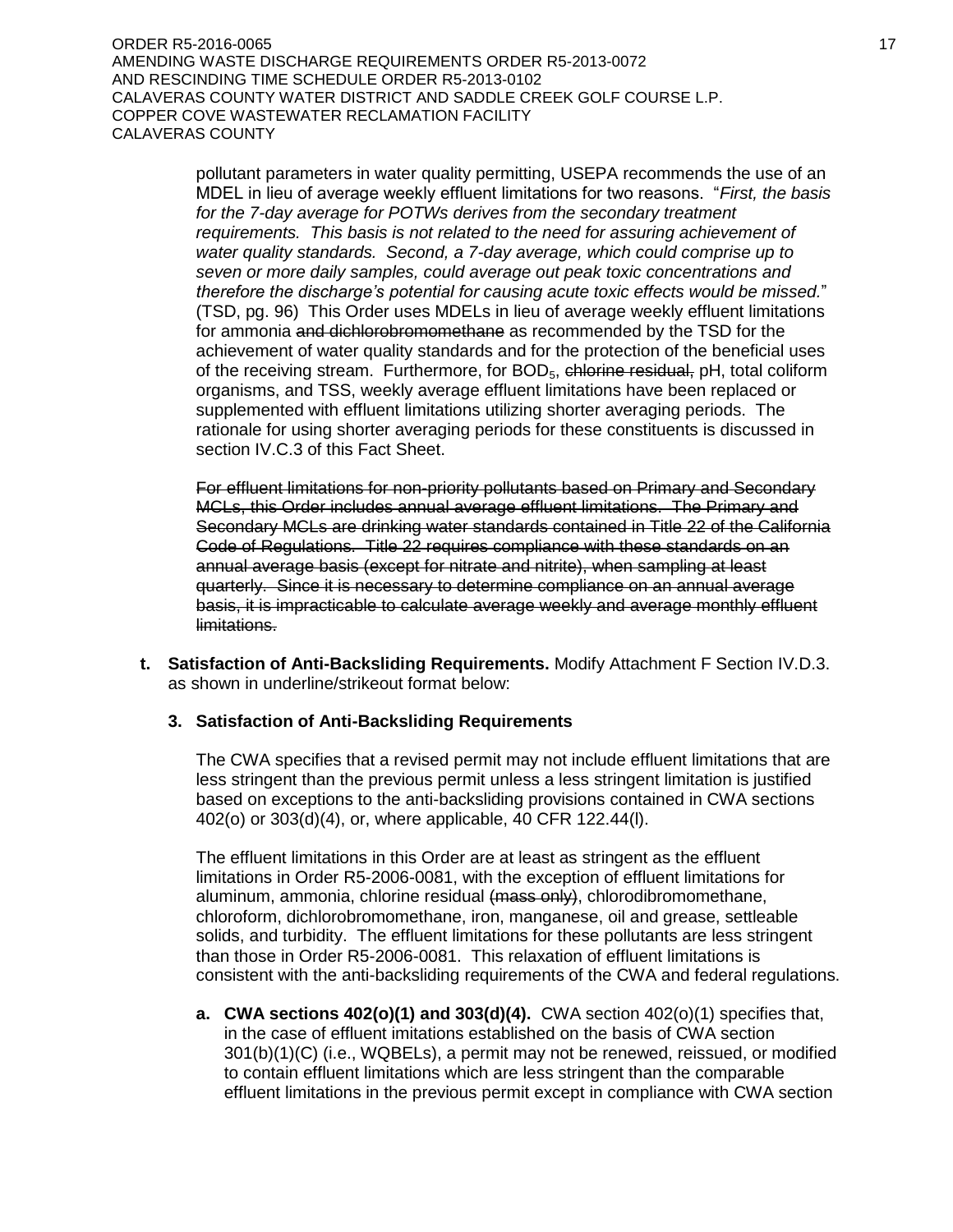pollutant parameters in water quality permitting, USEPA recommends the use of an MDEL in lieu of average weekly effluent limitations for two reasons. "*First, the basis for the 7-day average for POTWs derives from the secondary treatment requirements. This basis is not related to the need for assuring achievement of water quality standards. Second, a 7-day average, which could comprise up to seven or more daily samples, could average out peak toxic concentrations and therefore the discharge's potential for causing acute toxic effects would be missed.*" (TSD, pg. 96) This Order uses MDELs in lieu of average weekly effluent limitations for ammonia ~~and dichlorobromomethane~~ as recommended by the TSD for the achievement of water quality standards and for the protection of the beneficial uses of the receiving stream. Furthermore, for $BOD_5$, ~~chlorine residual,~~ pH, total coliform organisms, and TSS, weekly average effluent limitations have been replaced or supplemented with effluent limitations utilizing shorter averaging periods. The rationale for using shorter averaging periods for these constituents is discussed in section IV.C.3 of this Fact Sheet.

~~For effluent limitations for non-priority pollutants based on Primary and Secondary MCLs, this Order includes annual average effluent limitations. The Primary and Secondary MCLs are drinking water standards contained in Title 22 of the California Code of Regulations. Title 22 requires compliance with these standards on an annual average basis (except for nitrate and nitrite), when sampling at least quarterly. Since it is necessary to determine compliance on an annual average basis, it is impracticable to calculate average weekly and average monthly effluent limitations.~~

**t. Satisfaction of Anti-Backsliding Requirements.** Modify Attachment F Section IV.D.3. as shown in underline/strikeout format below:

**3. Satisfaction of Anti-Backsliding Requirements**

The CWA specifies that a revised permit may not include effluent limitations that are less stringent than the previous permit unless a less stringent limitation is justified based on exceptions to the anti-backsliding provisions contained in CWA sections 402(o) or 303(d)(4), or, where applicable, 40 CFR 122.44(l).

The effluent limitations in this Order are at least as stringent as the effluent limitations in Order R5-2006-0081, with the exception of effluent limitations for aluminum, ammonia, chlorine residual ~~(mass only)~~, chlorodibromomethane, chloroform, dichlorobromomethane, iron, manganese, oil and grease, settleable solids, and turbidity. The effluent limitations for these pollutants are less stringent than those in Order R5-2006-0081. This relaxation of effluent limitations is consistent with the anti-backsliding requirements of the CWA and federal regulations.

**a. CWA sections 402(o)(1) and 303(d)(4).** CWA section 402(o)(1) specifies that, in the case of effluent imitations established on the basis of CWA section 301(b)(1)(C) (i.e., WQBELs), a permit may not be renewed, reissued, or modified to contain effluent limitations which are less stringent than the comparable effluent limitations in the previous permit except in compliance with CWA section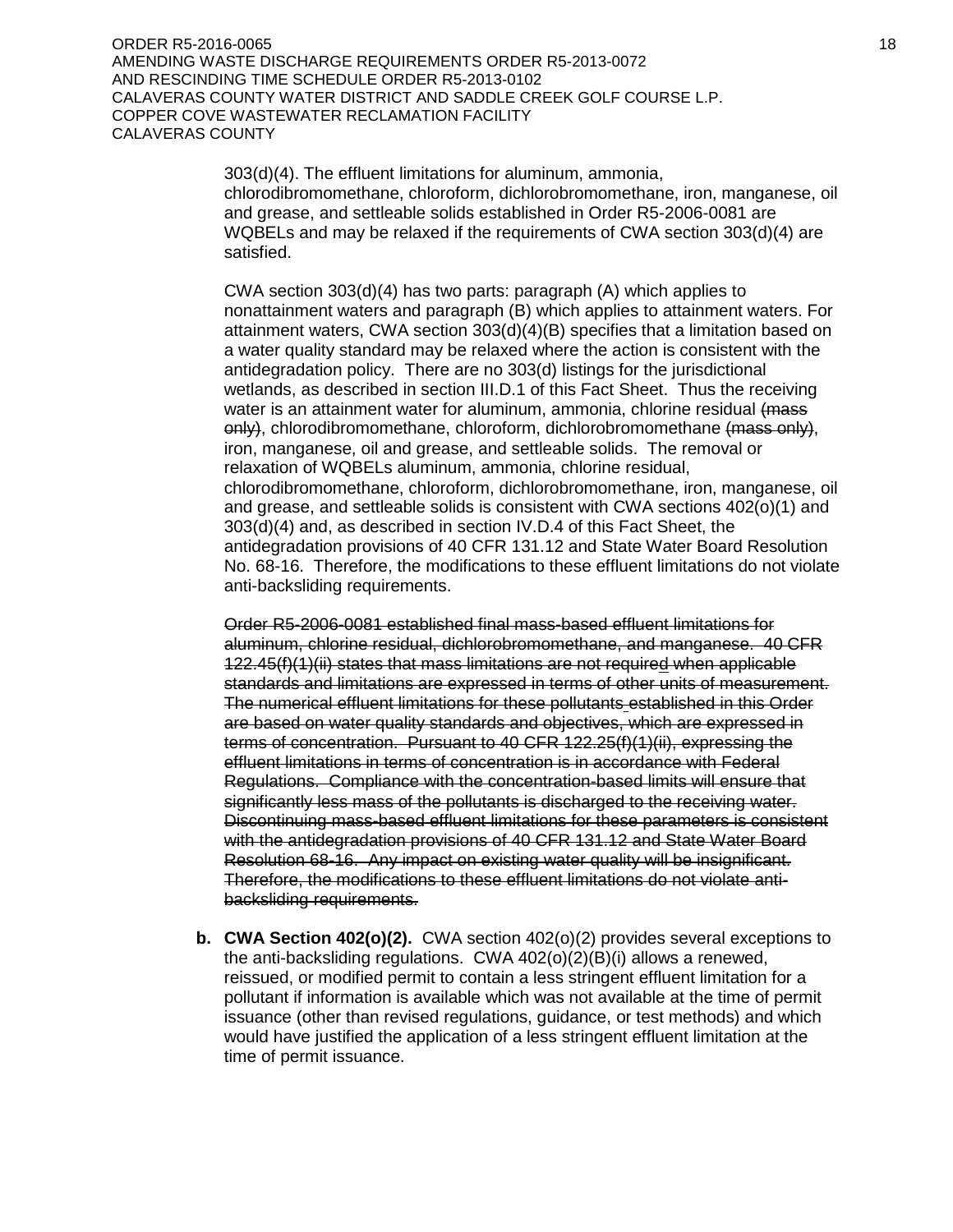303(d)(4). The effluent limitations for aluminum, ammonia, chlorodibromomethane, chloroform, dichlorobromomethane, iron, manganese, oil and grease, and settleable solids established in Order R5-2006-0081 are WQBELs and may be relaxed if the requirements of CWA section 303(d)(4) are satisfied.

CWA section 303(d)(4) has two parts: paragraph (A) which applies to nonattainment waters and paragraph (B) which applies to attainment waters. For attainment waters, CWA section 303(d)(4)(B) specifies that a limitation based on a water quality standard may be relaxed where the action is consistent with the antidegradation policy. There are no 303(d) listings for the jurisdictional wetlands, as described in section III.D.1 of this Fact Sheet. Thus the receiving water is an attainment water for aluminum, ammonia, chlorine residual ~~(mass only)~~, chlorodibromomethane, chloroform, dichlorobromomethane ~~(mass only)~~, iron, manganese, oil and grease, and settleable solids. The removal or relaxation of WQBELs aluminum, ammonia, chlorine residual, chlorodibromomethane, chloroform, dichlorobromomethane, iron, manganese, oil and grease, and settleable solids is consistent with CWA sections 402(o)(1) and 303(d)(4) and, as described in section IV.D.4 of this Fact Sheet, the antidegradation provisions of 40 CFR 131.12 and State Water Board Resolution No. 68-16. Therefore, the modifications to these effluent limitations do not violate anti-backsliding requirements.

~~Order R5-2006-0081 established final mass-based effluent limitations for aluminum, chlorine residual, dichlorobromomethane, and manganese. 40 CFR 122.45(f)(1)(ii) states that mass limitations are not required when applicable standards and limitations are expressed in terms of other units of measurement. The numerical effluent limitations for these pollutants established in this Order are based on water quality standards and objectives, which are expressed in terms of concentration. Pursuant to 40 CFR 122.25(f)(1)(ii), expressing the effluent limitations in terms of concentration is in accordance with Federal Regulations. Compliance with the concentration-based limits will ensure that significantly less mass of the pollutants is discharged to the receiving water. Discontinuing mass-based effluent limitations for these parameters is consistent with the antidegradation provisions of 40 CFR 131.12 and State Water Board Resolution 68-16. Any impact on existing water quality will be insignificant. Therefore, the modifications to these effluent limitations do not violate anti-backsliding requirements.~~

**b. CWA Section 402(o)(2).** CWA section 402(o)(2) provides several exceptions to the anti-backsliding regulations. CWA 402(o)(2)(B)(i) allows a renewed, reissued, or modified permit to contain a less stringent effluent limitation for a pollutant if information is available which was not available at the time of permit issuance (other than revised regulations, guidance, or test methods) and which would have justified the application of a less stringent effluent limitation at the time of permit issuance.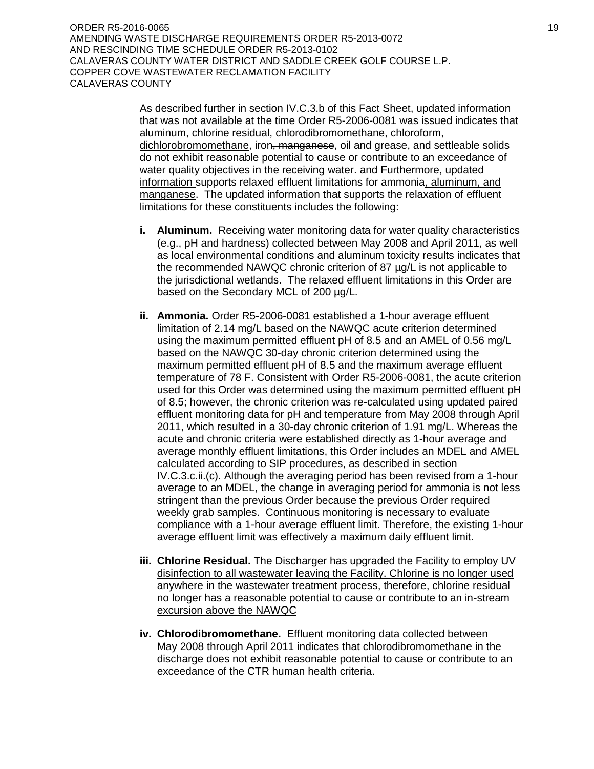As described further in section IV.C.3.b of this Fact Sheet, updated information that was not available at the time Order R5-2006-0081 was issued indicates that ~~aluminum,~~ <u>chlorine residual</u>, chlorodibromomethane, chloroform, <u>dichlorobromomethane</u>, iron~~, manganese~~, oil and grease, and settleable solids do not exhibit reasonable potential to cause or contribute to an exceedance of water quality objectives in the receiving water<u>.</u> ~~and~~ <u>Furthermore, updated information</u> supports relaxed effluent limitations for ammonia<u>, aluminum, and manganese</u>. The updated information that supports the relaxation of effluent limitations for these constituents includes the following:

- **i. Aluminum.** Receiving water monitoring data for water quality characteristics (e.g., pH and hardness) collected between May 2008 and April 2011, as well as local environmental conditions and aluminum toxicity results indicates that the recommended NAWQC chronic criterion of 87 µg/L is not applicable to the jurisdictional wetlands. The relaxed effluent limitations in this Order are based on the Secondary MCL of 200 µg/L.

- **ii. Ammonia.** Order R5-2006-0081 established a 1-hour average effluent limitation of 2.14 mg/L based on the NAWQC acute criterion determined using the maximum permitted effluent pH of 8.5 and an AMEL of 0.56 mg/L based on the NAWQC 30-day chronic criterion determined using the maximum permitted effluent pH of 8.5 and the maximum average effluent temperature of 78 F. Consistent with Order R5-2006-0081, the acute criterion used for this Order was determined using the maximum permitted effluent pH of 8.5; however, the chronic criterion was re-calculated using updated paired effluent monitoring data for pH and temperature from May 2008 through April 2011, which resulted in a 30-day chronic criterion of 1.91 mg/L. Whereas the acute and chronic criteria were established directly as 1-hour average and average monthly effluent limitations, this Order includes an MDEL and AMEL calculated according to SIP procedures, as described in section IV.C.3.c.ii.(c). Although the averaging period has been revised from a 1-hour average to an MDEL, the change in averaging period for ammonia is not less stringent than the previous Order because the previous Order required weekly grab samples. Continuous monitoring is necessary to evaluate compliance with a 1-hour average effluent limit. Therefore, the existing 1-hour average effluent limit was effectively a maximum daily effluent limit.

- <u>**iii. Chlorine Residual.** The Discharger has upgraded the Facility to employ UV disinfection to all wastewater leaving the Facility. Chlorine is no longer used anywhere in the wastewater treatment process, therefore, chlorine residual no longer has a reasonable potential to cause or contribute to an in-stream excursion above the NAWQC</u>

- **iv. Chlorodibromomethane.** Effluent monitoring data collected between May 2008 through April 2011 indicates that chlorodibromomethane in the discharge does not exhibit reasonable potential to cause or contribute to an exceedance of the CTR human health criteria.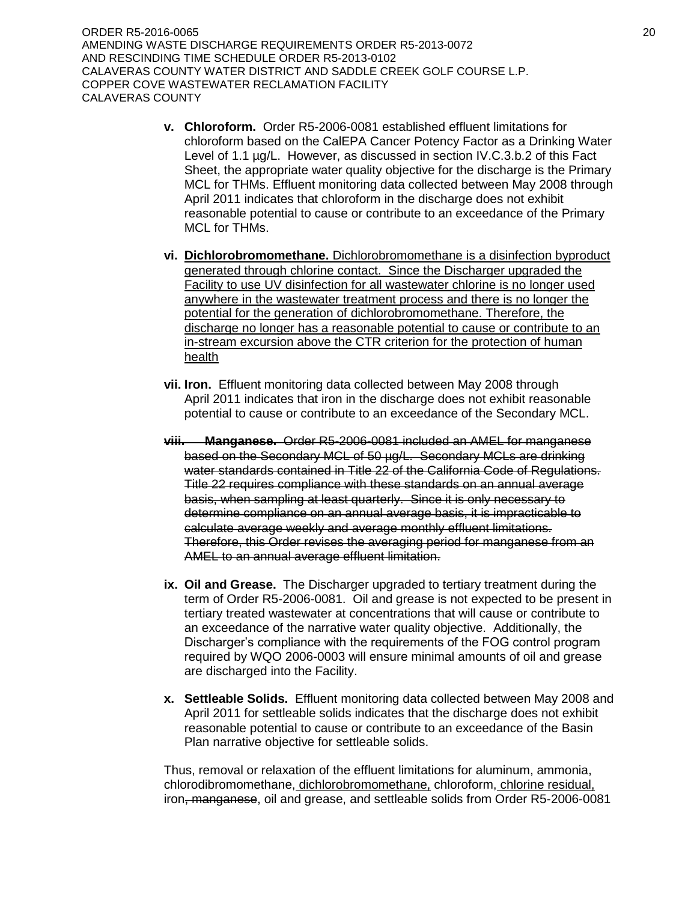- **v. Chloroform.** Order R5-2006-0081 established effluent limitations for chloroform based on the CalEPA Cancer Potency Factor as a Drinking Water Level of 1.1 µg/L. However, as discussed in section IV.C.3.b.2 of this Fact Sheet, the appropriate water quality objective for the discharge is the Primary MCL for THMs. Effluent monitoring data collected between May 2008 through April 2011 indicates that chloroform in the discharge does not exhibit reasonable potential to cause or contribute to an exceedance of the Primary MCL for THMs.

- **vi. <u>Dichlorobromomethane.</u>** <u>Dichlorobromomethane is a disinfection byproduct generated through chlorine contact. Since the Discharger upgraded the Facility to use UV disinfection for all wastewater chlorine is no longer used anywhere in the wastewater treatment process and there is no longer the potential for the generation of dichlorobromomethane. Therefore, the discharge no longer has a reasonable potential to cause or contribute to an in-stream excursion above the CTR criterion for the protection of human health</u>

- **vii. Iron.** Effluent monitoring data collected between May 2008 through April 2011 indicates that iron in the discharge does not exhibit reasonable potential to cause or contribute to an exceedance of the Secondary MCL.

- ~~**viii. Manganese.** Order R5-2006-0081 included an AMEL for manganese based on the Secondary MCL of 50 µg/L. Secondary MCLs are drinking water standards contained in Title 22 of the California Code of Regulations. Title 22 requires compliance with these standards on an annual average basis, when sampling at least quarterly. Since it is only necessary to determine compliance on an annual average basis, it is impracticable to calculate average weekly and average monthly effluent limitations. Therefore, this Order revises the averaging period for manganese from an AMEL to an annual average effluent limitation.~~

- **ix. Oil and Grease.** The Discharger upgraded to tertiary treatment during the term of Order R5-2006-0081. Oil and grease is not expected to be present in tertiary treated wastewater at concentrations that will cause or contribute to an exceedance of the narrative water quality objective. Additionally, the Discharger's compliance with the requirements of the FOG control program required by WQO 2006-0003 will ensure minimal amounts of oil and grease are discharged into the Facility.

- **x. Settleable Solids.** Effluent monitoring data collected between May 2008 and April 2011 for settleable solids indicates that the discharge does not exhibit reasonable potential to cause or contribute to an exceedance of the Basin Plan narrative objective for settleable solids.

Thus, removal or relaxation of the effluent limitations for aluminum, ammonia, chlorodibromomethane, <u>dichlorobromomethane,</u> chloroform, <u>chlorine residual,</u> iron~~, manganese~~, oil and grease, and settleable solids from Order R5-2006-0081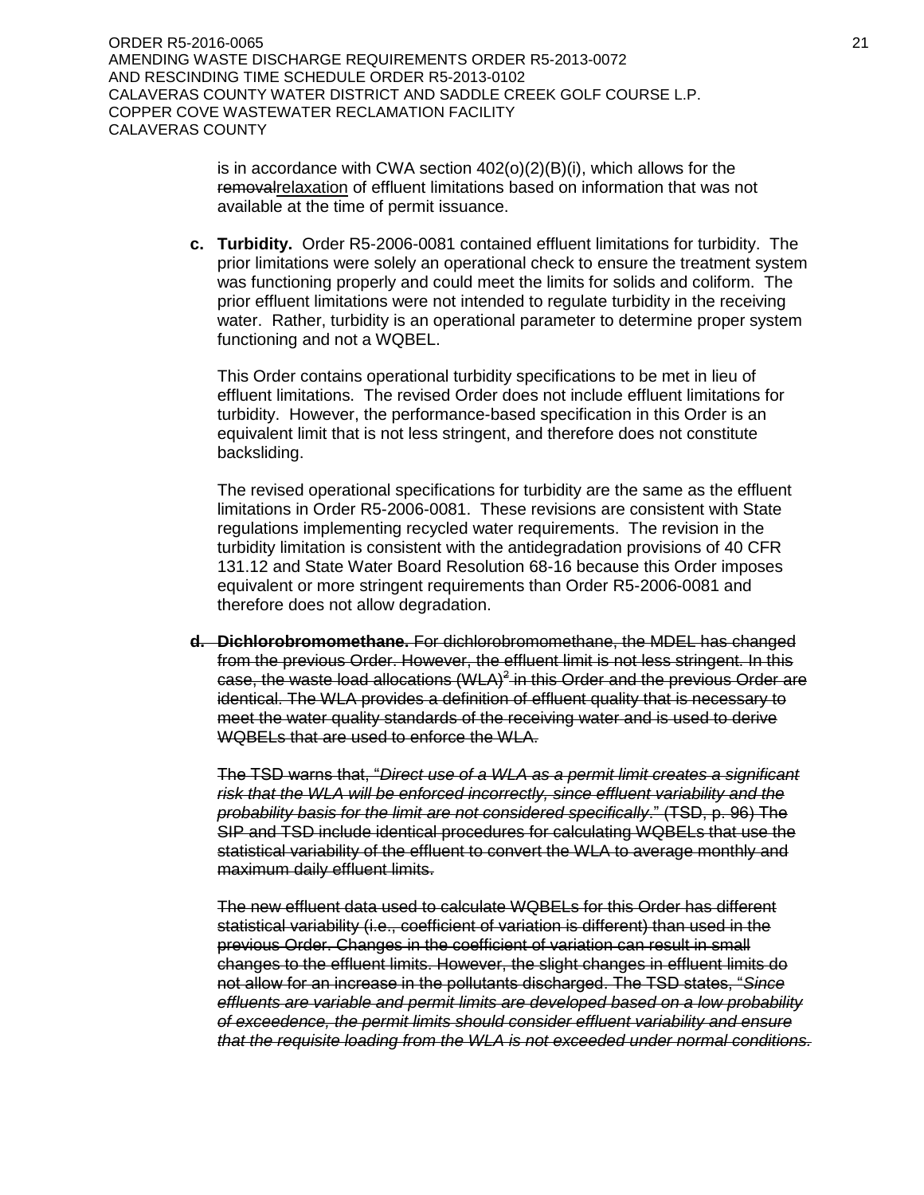is in accordance with CWA section 402(o)(2)(B)(i), which allows for the ~~removal~~relaxation of effluent limitations based on information that was not available at the time of permit issuance.

**c. Turbidity.** Order R5-2006-0081 contained effluent limitations for turbidity. The prior limitations were solely an operational check to ensure the treatment system was functioning properly and could meet the limits for solids and coliform. The prior effluent limitations were not intended to regulate turbidity in the receiving water. Rather, turbidity is an operational parameter to determine proper system functioning and not a WQBEL.

This Order contains operational turbidity specifications to be met in lieu of effluent limitations. The revised Order does not include effluent limitations for turbidity. However, the performance-based specification in this Order is an equivalent limit that is not less stringent, and therefore does not constitute backsliding.

The revised operational specifications for turbidity are the same as the effluent limitations in Order R5-2006-0081. These revisions are consistent with State regulations implementing recycled water requirements. The revision in the turbidity limitation is consistent with the antidegradation provisions of 40 CFR 131.12 and State Water Board Resolution 68-16 because this Order imposes equivalent or more stringent requirements than Order R5-2006-0081 and therefore does not allow degradation.

~~**d. Dichlorobromomethane.** For dichlorobromomethane, the MDEL has changed from the previous Order. However, the effluent limit is not less stringent. In this case, the waste load allocations (WLA)[2] in this Order and the previous Order are identical. The WLA provides a definition of effluent quality that is necessary to meet the water quality standards of the receiving water and is used to derive WQBELs that are used to enforce the WLA.~~

~~The TSD warns that, "*Direct use of a WLA as a permit limit creates a significant risk that the WLA will be enforced incorrectly, since effluent variability and the probability basis for the limit are not considered specifically*." (TSD, p. 96) The SIP and TSD include identical procedures for calculating WQBELs that use the statistical variability of the effluent to convert the WLA to average monthly and maximum daily effluent limits.~~

~~The new effluent data used to calculate WQBELs for this Order has different statistical variability (i.e., coefficient of variation is different) than used in the previous Order. Changes in the coefficient of variation can result in small changes to the effluent limits. However, the slight changes in effluent limits do not allow for an increase in the pollutants discharged. The TSD states, "*Since effluents are variable and permit limits are developed based on a low probability of exceedence, the permit limits should consider effluent variability and ensure that the requisite loading from the WLA is not exceeded under normal conditions.*~~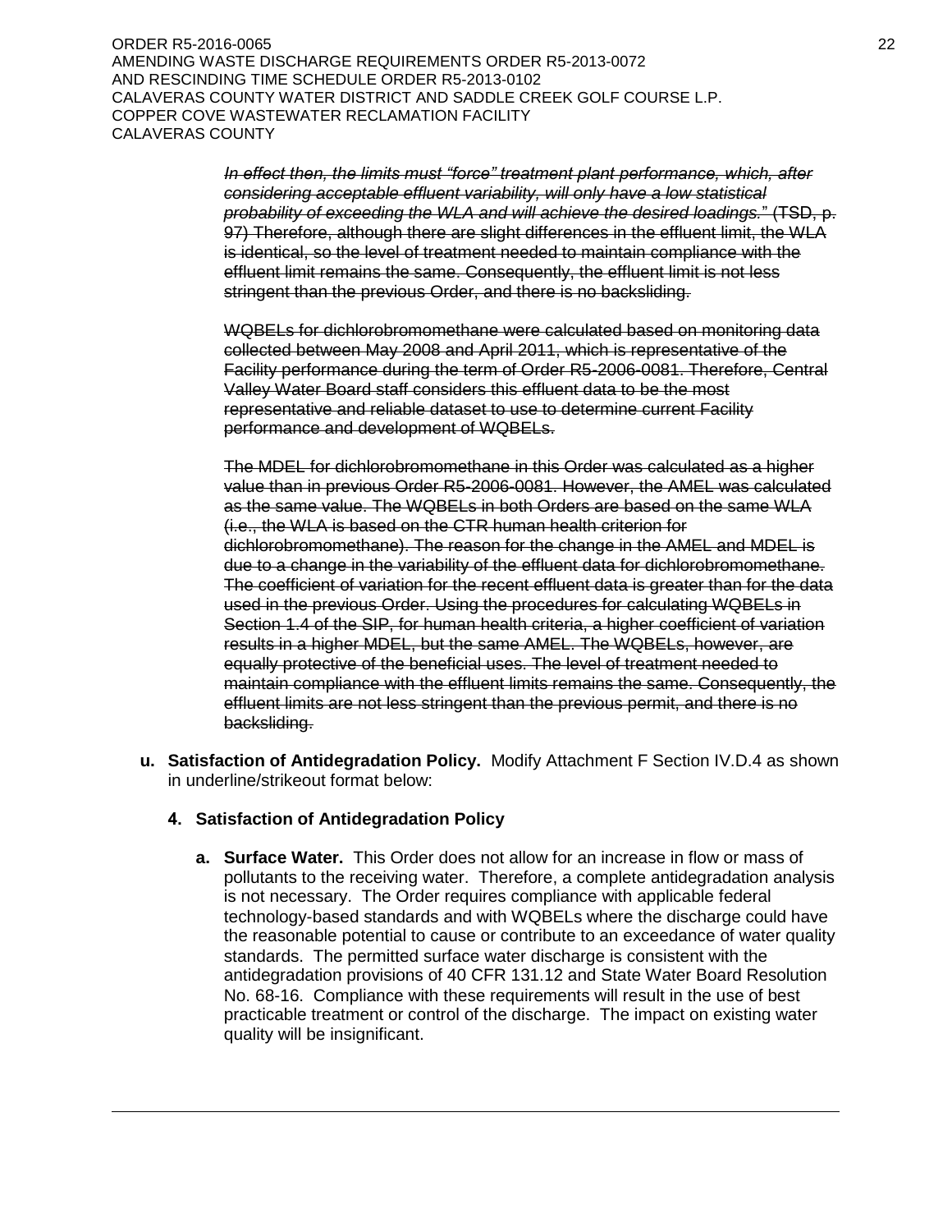~~*In effect then, the limits must "force" treatment plant performance, which, after considering acceptable effluent variability, will only have a low statistical probability of exceeding the WLA and will achieve the desired loadings.*" (TSD, p. 97) Therefore, although there are slight differences in the effluent limit, the WLA is identical, so the level of treatment needed to maintain compliance with the effluent limit remains the same. Consequently, the effluent limit is not less stringent than the previous Order, and there is no backsliding.~~

~~WQBELs for dichlorobromomethane were calculated based on monitoring data collected between May 2008 and April 2011, which is representative of the Facility performance during the term of Order R5-2006-0081. Therefore, Central Valley Water Board staff considers this effluent data to be the most representative and reliable dataset to use to determine current Facility performance and development of WQBELs.~~

~~The MDEL for dichlorobromomethane in this Order was calculated as a higher value than in previous Order R5-2006-0081. However, the AMEL was calculated as the same value. The WQBELs in both Orders are based on the same WLA (i.e., the WLA is based on the CTR human health criterion for dichlorobromomethane). The reason for the change in the AMEL and MDEL is due to a change in the variability of the effluent data for dichlorobromomethane. The coefficient of variation for the recent effluent data is greater than for the data used in the previous Order. Using the procedures for calculating WQBELs in Section 1.4 of the SIP, for human health criteria, a higher coefficient of variation results in a higher MDEL, but the same AMEL. The WQBELs, however, are equally protective of the beneficial uses. The level of treatment needed to maintain compliance with the effluent limits remains the same. Consequently, the effluent limits are not less stringent than the previous permit, and there is no backsliding.~~

**u. Satisfaction of Antidegradation Policy.** Modify Attachment F Section IV.D.4 as shown in underline/strikeout format below:

**4. Satisfaction of Antidegradation Policy**

**a. Surface Water.** This Order does not allow for an increase in flow or mass of pollutants to the receiving water. Therefore, a complete antidegradation analysis is not necessary. The Order requires compliance with applicable federal technology-based standards and with WQBELs where the discharge could have the reasonable potential to cause or contribute to an exceedance of water quality standards. The permitted surface water discharge is consistent with the antidegradation provisions of 40 CFR 131.12 and State Water Board Resolution No. 68-16. Compliance with these requirements will result in the use of best practicable treatment or control of the discharge. The impact on existing water quality will be insignificant.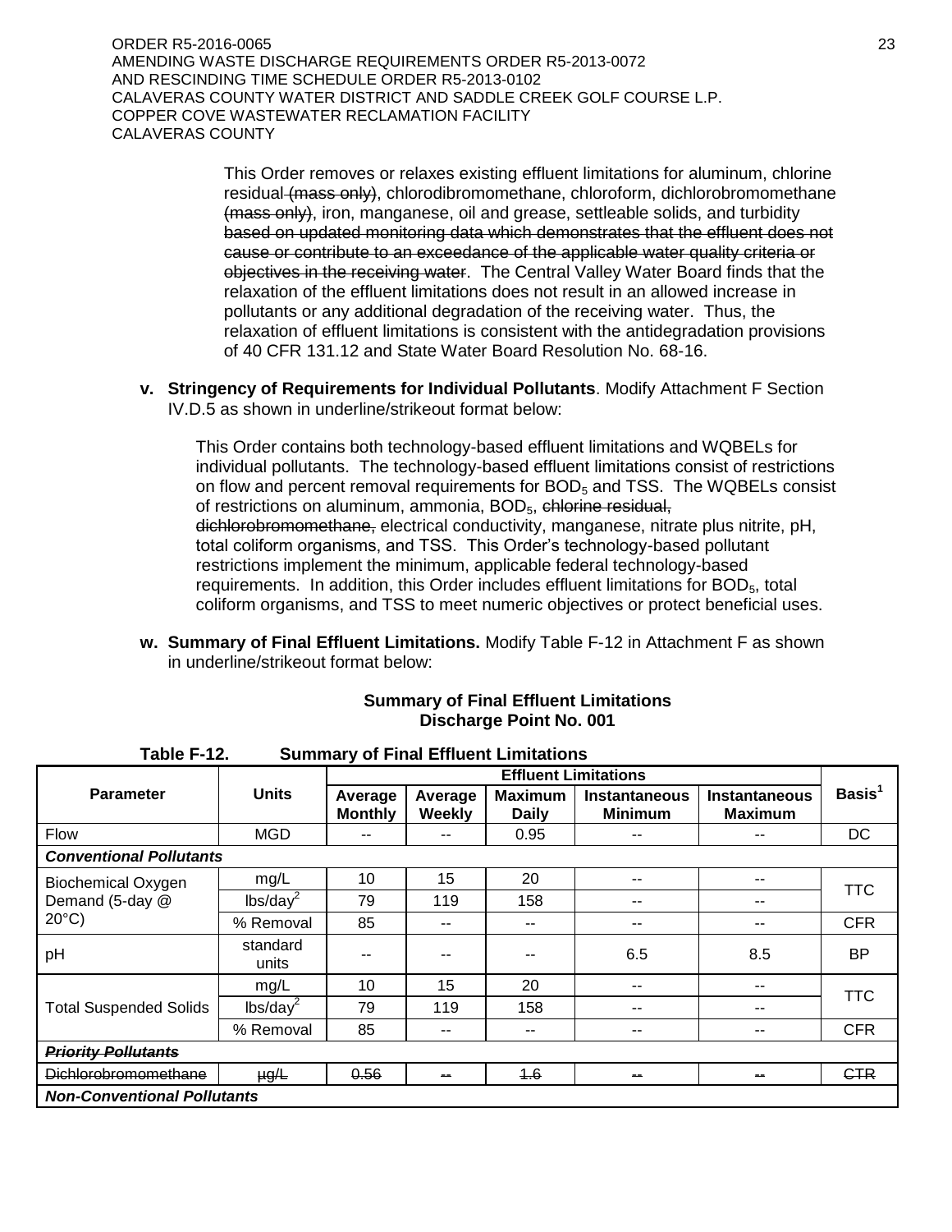This Order removes or relaxes existing effluent limitations for aluminum, chlorine residual ~~(mass only)~~, chlorodibromomethane, chloroform, dichlorobromomethane ~~(mass only)~~, iron, manganese, oil and grease, settleable solids, and turbidity ~~based on updated monitoring data which demonstrates that the effluent does not cause or contribute to an exceedance of the applicable water quality criteria or objectives in the receiving water~~. The Central Valley Water Board finds that the relaxation of the effluent limitations does not result in an allowed increase in pollutants or any additional degradation of the receiving water. Thus, the relaxation of effluent limitations is consistent with the antidegradation provisions of 40 CFR 131.12 and State Water Board Resolution No. 68-16.

**v. Stringency of Requirements for Individual Pollutants**. Modify Attachment F Section IV.D.5 as shown in underline/strikeout format below:

This Order contains both technology-based effluent limitations and WQBELs for individual pollutants. The technology-based effluent limitations consist of restrictions on flow and percent removal requirements for $BOD_5$ and TSS. The WQBELs consist of restrictions on aluminum, ammonia, $BOD_5$, ~~chlorine residual, dichlorobromomethane,~~ electrical conductivity, manganese, nitrate plus nitrite, pH, total coliform organisms, and TSS. This Order's technology-based pollutant restrictions implement the minimum, applicable federal technology-based requirements. In addition, this Order includes effluent limitations for $BOD_5$, total coliform organisms, and TSS to meet numeric objectives or protect beneficial uses.

**w. Summary of Final Effluent Limitations.** Modify Table F-12 in Attachment F as shown in underline/strikeout format below:

**Summary of Final Effluent Limitations**
**Discharge Point No. 001**

**Table F-12. Summary of Final Effluent Limitations**

| Parameter | Units | Effluent Limitations | | | | | Basis[1] |
|---|---|---|---|---|---|---|---|
| | | Average Monthly | Average Weekly | Maximum Daily | Instantaneous Minimum | Instantaneous Maximum | |
| Flow | MGD | -- | -- | 0.95 | -- | -- | DC |
| ***Conventional Pollutants*** | | | | | | | |
| Biochemical Oxygen Demand (5-day @ 20°C) | mg/L | 10 | 15 | 20 | -- | -- | TTC |
| | lbs/day[2] | 79 | 119 | 158 | -- | -- | TTC |
| | % Removal | 85 | -- | -- | -- | -- | CFR |
| pH | standard units | -- | -- | -- | 6.5 | 8.5 | BP |
| Total Suspended Solids | mg/L | 10 | 15 | 20 | -- | -- | TTC |
| | lbs/day[2] | 79 | 119 | 158 | -- | -- | TTC |
| | % Removal | 85 | -- | -- | -- | -- | CFR |
| ~~***Priority Pollutants***~~ | | | | | | | |
| ~~Dichlorobromomethane~~ | ~~µg/L~~ | ~~0.56~~ | ~~--~~ | ~~1.6~~ | ~~--~~ | ~~--~~ | ~~CTR~~ |
| ***Non-Conventional Pollutants*** | | | | | | | |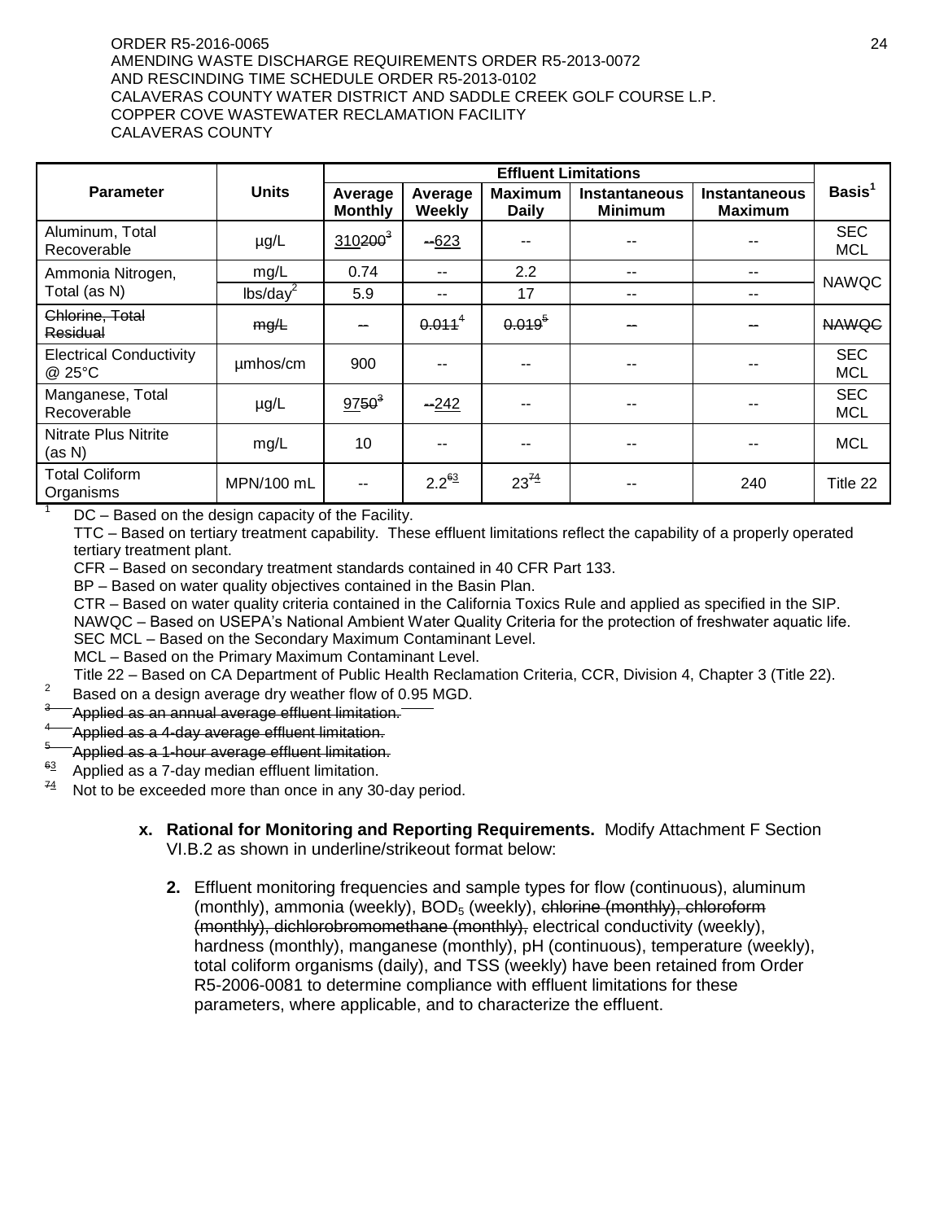| Parameter | Units | Effluent Limitations | | | | | Basis[1] |
|---|---|---|---|---|---|---|---|
| | | Average Monthly | Average Weekly | Maximum Daily | Instantaneous Minimum | Instantaneous Maximum | |
| Aluminum, Total Recoverable | µg/L | 310 ~~200~~[3] | ~~--~~ 623 | -- | -- | -- | SEC MCL |
| Ammonia Nitrogen, Total (as N) | mg/L | 0.74 | -- | 2.2 | -- | -- | NAWQC |
| | lbs/day[2] | 5.9 | -- | 17 | -- | -- | |
| ~~Chlorine, Total Residual~~ | ~~mg/L~~ | ~~--~~ | ~~0.011~~[4] | ~~0.019~~[5] | ~~--~~ | ~~--~~ | ~~NAWQC~~ |
| Electrical Conductivity @ 25°C | µmhos/cm | 900 | -- | -- | -- | -- | SEC MCL |
| Manganese, Total Recoverable | µg/L | 97 ~~50~~[3] | ~~--~~ 242 | -- | -- | -- | SEC MCL |
| Nitrate Plus Nitrite (as N) | mg/L | 10 | -- | -- | -- | -- | MCL |
| Total Coliform Organisms | MPN/100 mL | -- | 2.2[~~6~~3] | 23[~~7~~4] | -- | 240 | Title 22 |

[1] DC – Based on the design capacity of the Facility.
TTC – Based on tertiary treatment capability. These effluent limitations reflect the capability of a properly operated tertiary treatment plant.
CFR – Based on secondary treatment standards contained in 40 CFR Part 133.
BP – Based on water quality objectives contained in the Basin Plan.
CTR – Based on water quality criteria contained in the California Toxics Rule and applied as specified in the SIP.
NAWQC – Based on USEPA's National Ambient Water Quality Criteria for the protection of freshwater aquatic life.
SEC MCL – Based on the Secondary Maximum Contaminant Level.
MCL – Based on the Primary Maximum Contaminant Level.
Title 22 – Based on CA Department of Public Health Reclamation Criteria, CCR, Division 4, Chapter 3 (Title 22).

[2] Based on a design average dry weather flow of 0.95 MGD.

~~[3] Applied as an annual average effluent limitation.~~

~~[4] Applied as a 4-day average effluent limitation.~~

~~[5] Applied as a 1-hour average effluent limitation.~~

[~~6~~3] Applied as a 7-day median effluent limitation.

[~~7~~4] Not to be exceeded more than once in any 30-day period.

**x. Rational for Monitoring and Reporting Requirements.** Modify Attachment F Section VI.B.2 as shown in underline/strikeout format below:

**2.** Effluent monitoring frequencies and sample types for flow (continuous), aluminum (monthly), ammonia (weekly), $BOD_5$ (weekly), ~~chlorine (monthly), chloroform (monthly), dichlorobromomethane (monthly),~~ electrical conductivity (weekly), hardness (monthly), manganese (monthly), pH (continuous), temperature (weekly), total coliform organisms (daily), and TSS (weekly) have been retained from Order R5-2006-0081 to determine compliance with effluent limitations for these parameters, where applicable, and to characterize the effluent.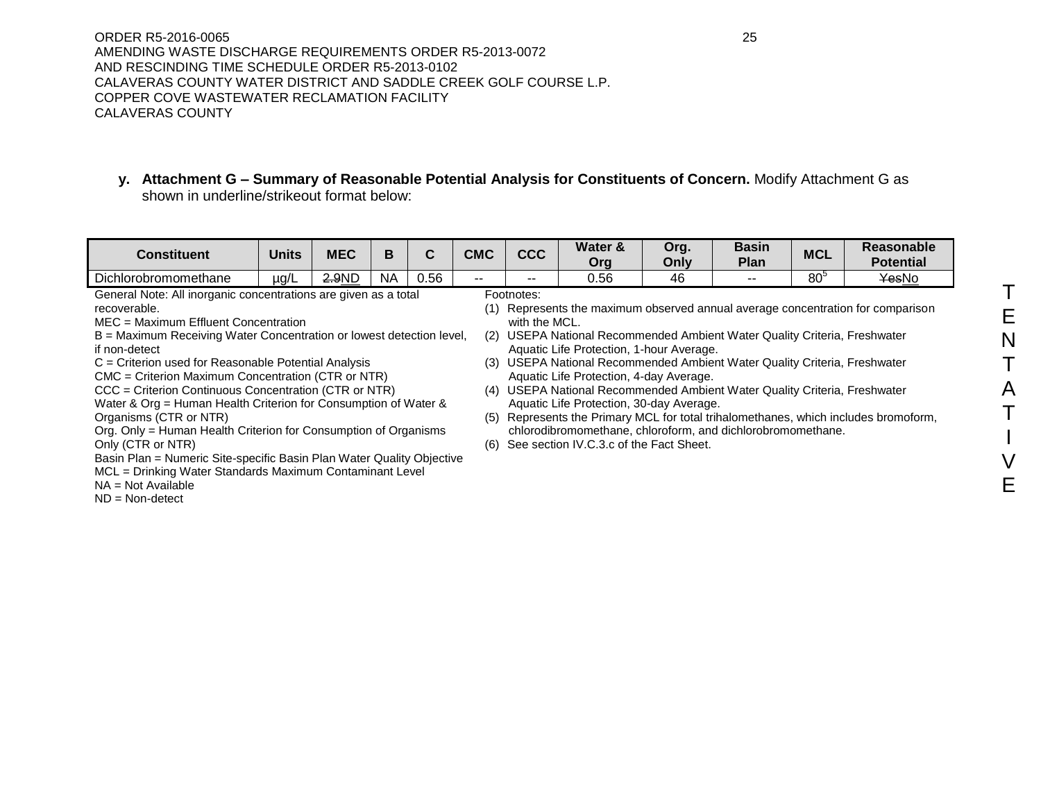**y. Attachment G – Summary of Reasonable Potential Analysis for Constituents of Concern.** Modify Attachment G as shown in underline/strikeout format below:

| Constituent | Units | MEC | B | C | CMC | CCC | Water & Org | Org. Only | Basin Plan | MCL | Reasonable Potential |
|---|---|---|---|---|---|---|---|---|---|---|---|
| Dichlorobromomethane | µg/L | ~~2.9~~<u>ND</u> | NA | 0.56 | -- | -- | 0.56 | 46 | -- | 80[5] | ~~Yes~~<u>No</u> |

General Note: All inorganic concentrations are given as a total recoverable.
MEC = Maximum Effluent Concentration
B = Maximum Receiving Water Concentration or lowest detection level, if non-detect
C = Criterion used for Reasonable Potential Analysis
CMC = Criterion Maximum Concentration (CTR or NTR)
CCC = Criterion Continuous Concentration (CTR or NTR)
Water & Org = Human Health Criterion for Consumption of Water & Organisms (CTR or NTR)
Org. Only = Human Health Criterion for Consumption of Organisms Only (CTR or NTR)
Basin Plan = Numeric Site-specific Basin Plan Water Quality Objective
MCL = Drinking Water Standards Maximum Contaminant Level
NA = Not Available
ND = Non-detect

Footnotes:

(1) Represents the maximum observed annual average concentration for comparison with the MCL.
(2) USEPA National Recommended Ambient Water Quality Criteria, Freshwater Aquatic Life Protection, 1-hour Average.
(3) USEPA National Recommended Ambient Water Quality Criteria, Freshwater Aquatic Life Protection, 4-day Average.
(4) USEPA National Recommended Ambient Water Quality Criteria, Freshwater Aquatic Life Protection, 30-day Average.
(5) Represents the Primary MCL for total trihalomethanes, which includes bromoform, chlorodibromomethane, chloroform, and dichlorobromomethane.
(6) See section IV.C.3.c of the Fact Sheet.

TENTATIVE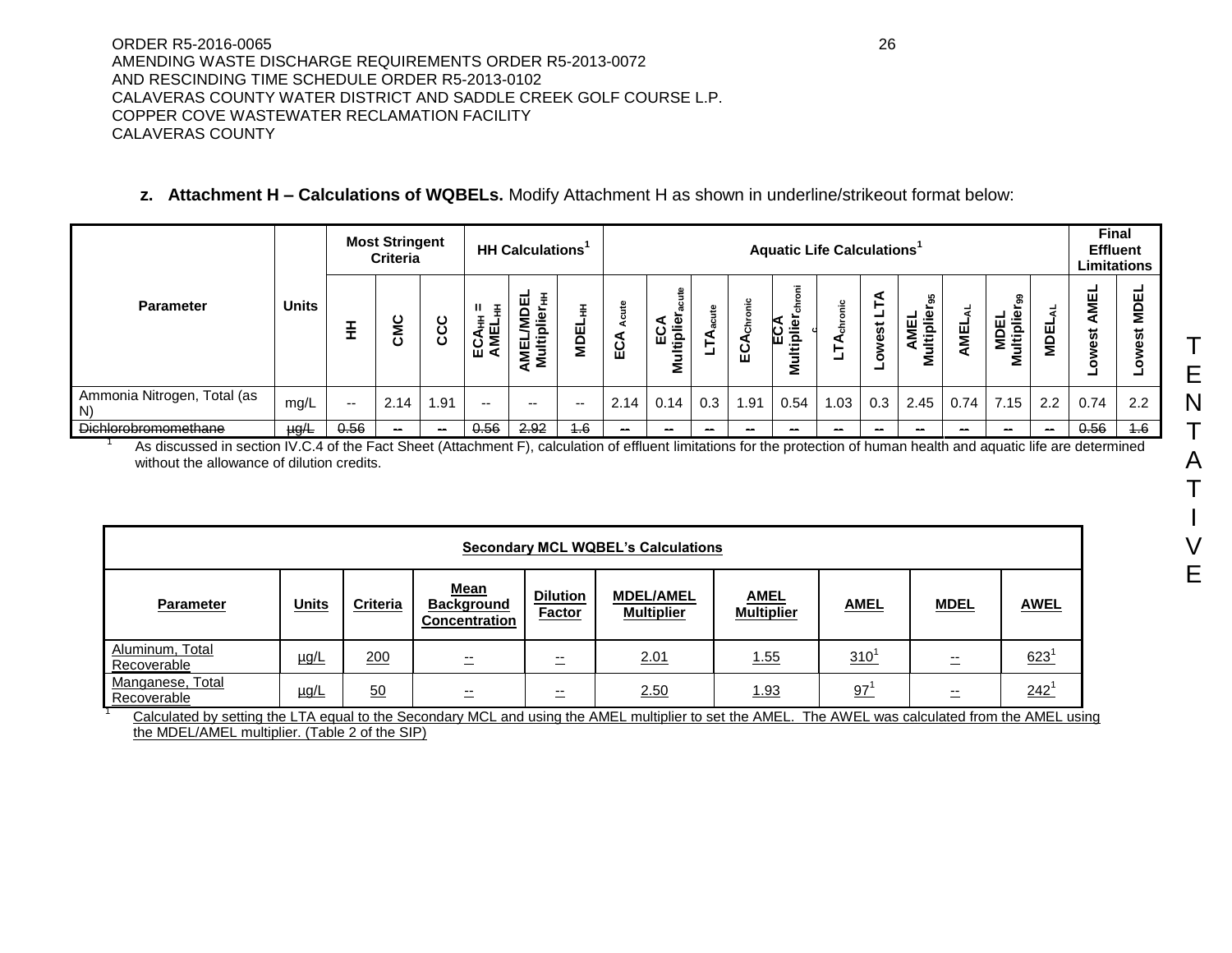ORDER R5-2016-0065
AMENDING WASTE DISCHARGE REQUIREMENTS ORDER R5-2013-0072
AND RESCINDING TIME SCHEDULE ORDER R5-2013-0102
CALAVERAS COUNTY WATER DISTRICT AND SADDLE CREEK GOLF COURSE L.P.
COPPER COVE WASTEWATER RECLAMATION FACILITY
CALAVERAS COUNTY

**z. Attachment H – Calculations of WQBELs.** Modify Attachment H as shown in underline/strikeout format below:

| Parameter | Units | Most Stringent Criteria | | | HH Calculations[1] | | | Aquatic Life Calculations[1] | | | | | | | | | | | Final Effluent Limitations | |
|---|---|---|---|---|---|---|---|---|---|---|---|---|---|---|---|---|---|---|---|---|
| | | HH | CMC | CCC | $ECA_{HH}$ = $AMEL_{HH}$ | AMEL/MDEL $Multiplier_{HH}$ | $MDEL_{HH}$ | $ECA_{Acute}$ | ECA $Multiplier_{acute}$ | $LTA_{acute}$ | $ECA_{Chronic}$ | ECA $Multiplier_{chronic}$ | $LTA_{chronic}$ | Lowest LTA | AMEL $Multiplier_{95}$ | $AMEL_{AL}$ | MDEL $Multiplier_{99}$ | $MDEL_{AL}$ | Lowest AMEL | Lowest MDEL |
| Ammonia Nitrogen, Total (as N) | mg/L | -- | 2.14 | 1.91 | -- | -- | -- | 2.14 | 0.14 | 0.3 | 1.91 | 0.54 | 1.03 | 0.3 | 2.45 | 0.74 | 7.15 | 2.2 | 0.74 | 2.2 |
| ~~Dichlorobromomethane~~ | ~~µg/L~~ | ~~0.56~~ | ~~--~~ | ~~--~~ | ~~0.56~~ | ~~2.92~~ | ~~1.6~~ | ~~--~~ | ~~--~~ | ~~--~~ | ~~--~~ | ~~--~~ | ~~--~~ | ~~--~~ | ~~--~~ | ~~--~~ | ~~--~~ | ~~--~~ | ~~0.56~~ | ~~1.6~~ |

[1] As discussed in section IV.C.4 of the Fact Sheet (Attachment F), calculation of effluent limitations for the protection of human health and aquatic life are determined without the allowance of dilution credits.

| <u>Secondary MCL WQBEL's Calculations</u> | | | | | | | | | |
|---|---|---|---|---|---|---|---|---|---|
| <u>Parameter</u> | <u>Units</u> | <u>Criteria</u> | <u>Mean Background Concentration</u> | <u>Dilution Factor</u> | <u>MDEL/AMEL Multiplier</u> | <u>AMEL Multiplier</u> | <u>AMEL</u> | <u>MDEL</u> | <u>AWEL</u> |
| <u>Aluminum, Total Recoverable</u> | <u>µg/L</u> | <u>200</u> | <u>--</u> | <u>--</u> | <u>2.01</u> | <u>1.55</u> | <u>310[1]</u> | <u>--</u> | <u>623[1]</u> |
| <u>Manganese, Total Recoverable</u> | <u>µg/L</u> | <u>50</u> | <u>--</u> | <u>--</u> | <u>2.50</u> | <u>1.93</u> | <u>97[1]</u> | <u>--</u> | <u>242[1]</u> |

[1] <u>Calculated by setting the LTA equal to the Secondary MCL and using the AMEL multiplier to set the AMEL. The AWEL was calculated from the AMEL using the MDEL/AMEL multiplier. (Table 2 of the SIP)</u>

TENTATIVE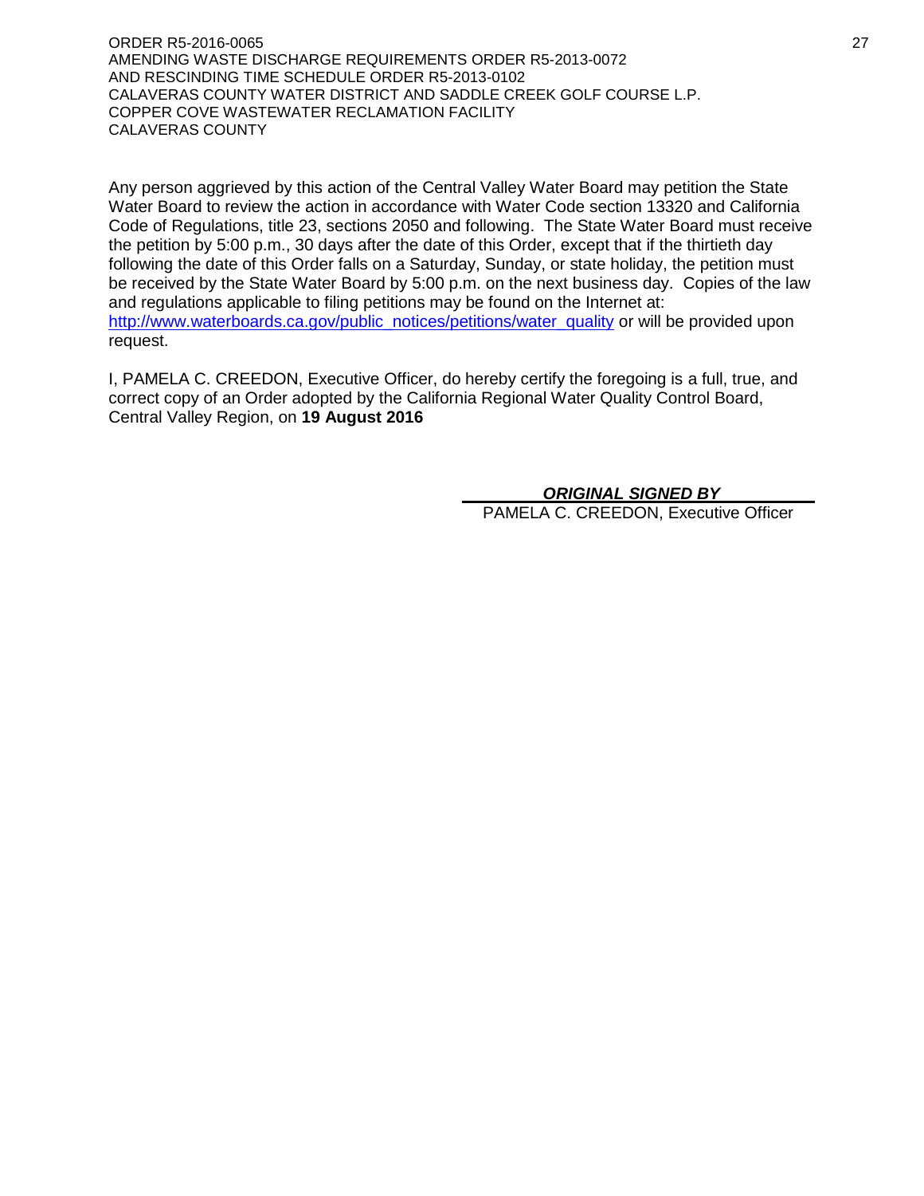Any person aggrieved by this action of the Central Valley Water Board may petition the State Water Board to review the action in accordance with Water Code section 13320 and California Code of Regulations, title 23, sections 2050 and following. The State Water Board must receive the petition by 5:00 p.m., 30 days after the date of this Order, except that if the thirtieth day following the date of this Order falls on a Saturday, Sunday, or state holiday, the petition must be received by the State Water Board by 5:00 p.m. on the next business day. Copies of the law and regulations applicable to filing petitions may be found on the Internet at: http://www.waterboards.ca.gov/public_notices/petitions/water_quality or will be provided upon request.

I, PAMELA C. CREEDON, Executive Officer, do hereby certify the foregoing is a full, true, and correct copy of an Order adopted by the California Regional Water Quality Control Board, Central Valley Region, on **19 August 2016**

***ORIGINAL SIGNED BY***

PAMELA C. CREEDON, Executive Officer